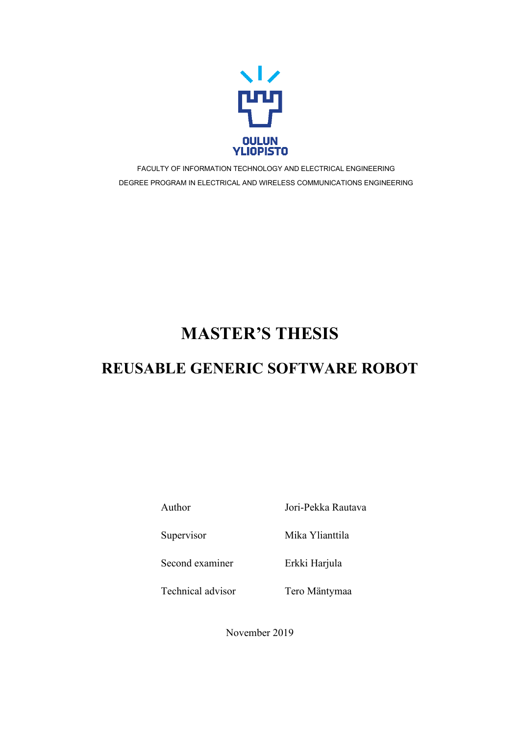OULUN YLIOPISTO

FACULTY OF INFORMATION TECHNOLOGY AND ELECTRICAL ENGINEERING

DEGREE PROGRAM IN ELECTRICAL AND WIRELESS COMMUNICATIONS ENGINEERING

# MASTER’S THESIS

# REUSABLE GENERIC SOFTWARE ROBOT

| | |
|---|---|
| Author | Jori-Pekka Rautava |
| Supervisor | Mika Ylianttila |
| Second examiner | Erkki Harjula |
| Technical advisor | Tero Mäntymaa |

November 2019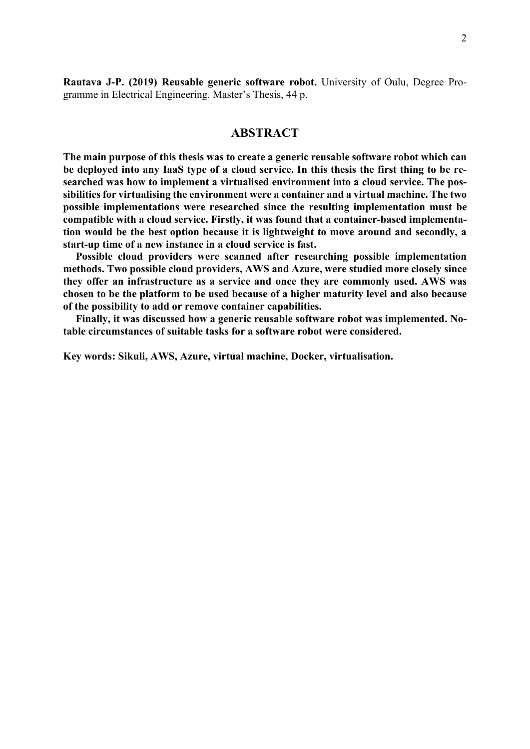**Rautava J-P. (2019) Reusable generic software robot.** University of Oulu, Degree Programme in Electrical Engineering. Master's Thesis, 44 p.

# ABSTRACT

**The main purpose of this thesis was to create a generic reusable software robot which can be deployed into any IaaS type of a cloud service. In this thesis the first thing to be researched was how to implement a virtualised environment into a cloud service. The possibilities for virtualising the environment were a container and a virtual machine. The two possible implementations were researched since the resulting implementation must be compatible with a cloud service. Firstly, it was found that a container-based implementation would be the best option because it is lightweight to move around and secondly, a start-up time of a new instance in a cloud service is fast.**

**Possible cloud providers were scanned after researching possible implementation methods. Two possible cloud providers, AWS and Azure, were studied more closely since they offer an infrastructure as a service and once they are commonly used. AWS was chosen to be the platform to be used because of a higher maturity level and also because of the possibility to add or remove container capabilities.**

**Finally, it was discussed how a generic reusable software robot was implemented. Notable circumstances of suitable tasks for a software robot were considered.**

**Key words: Sikuli, AWS, Azure, virtual machine, Docker, virtualisation.**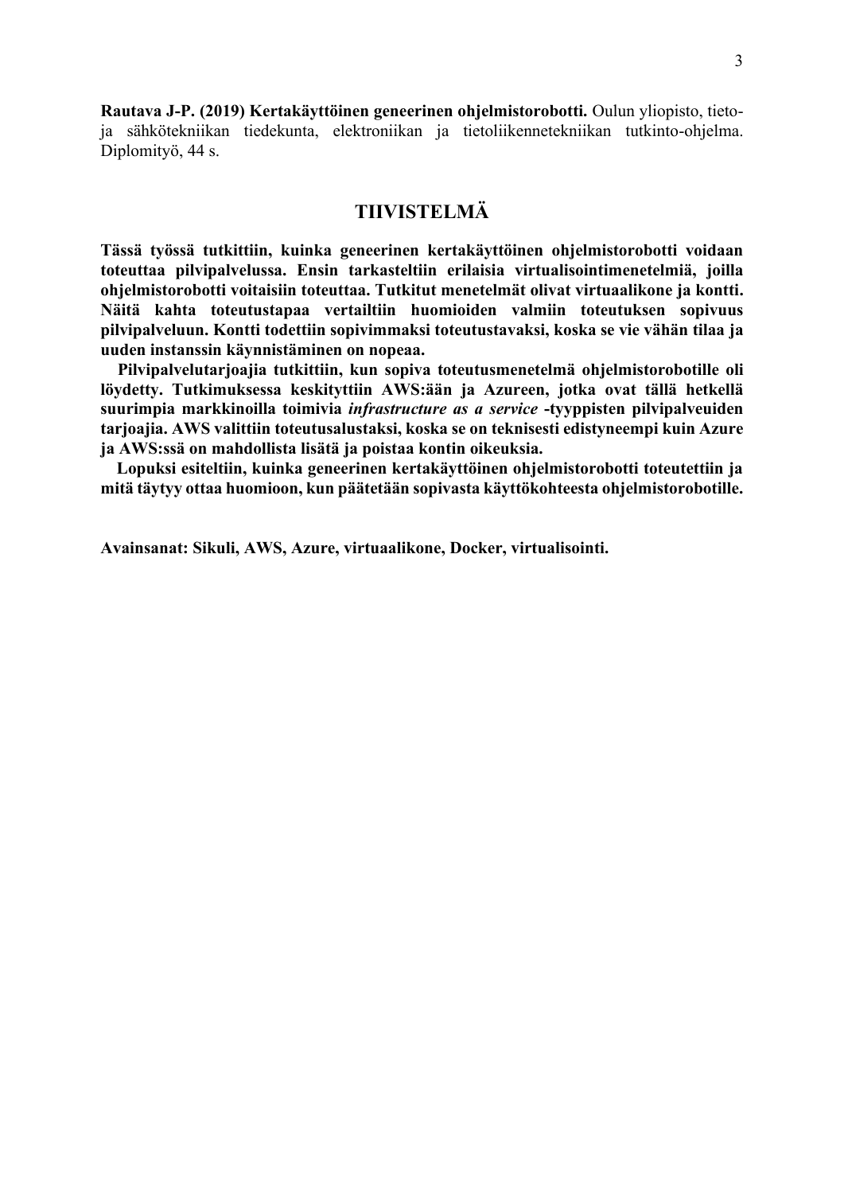**Rautava J-P. (2019) Kertakäyttöinen geneerinen ohjelmistorobotti.** Oulun yliopisto, tieto- ja sähkötekniikan tiedekunta, elektroniikan ja tietoliikennetekniikan tutkinto-ohjelma. Diplomityö, 44 s.

# TIIVISTELMÄ

**Tässä työssä tutkittiin, kuinka geneerinen kertakäyttöinen ohjelmistorobotti voidaan toteuttaa pilvipalvelussa. Ensin tarkasteltiin erilaisia virtualisointimenetelmiä, joilla ohjelmistorobotti voitaisiin toteuttaa. Tutkitut menetelmät olivat virtuaalikone ja kontti. Näitä kahta toteutustapaa vertailtiin huomioiden valmiin toteutuksen sopivuus pilvipalveluun. Kontti todettiin sopivimmaksi toteutustavaksi, koska se vie vähän tilaa ja uuden instanssin käynnistäminen on nopeaa.**

**Pilvipalvelutarjoajia tutkittiin, kun sopiva toteutusmenetelmä ohjelmistorobotille oli löydetty. Tutkimuksessa keskityttiin AWS:ään ja Azureen, jotka ovat tällä hetkellä suurimpia markkinoilla toimivia *infrastructure as a service* -tyyppisten pilvipalveuiden tarjoajia. AWS valittiin toteutusalustaksi, koska se on teknisesti edistyneempi kuin Azure ja AWS:ssä on mahdollista lisätä ja poistaa kontin oikeuksia.**

**Lopuksi esiteltiin, kuinka geneerinen kertakäyttöinen ohjelmistorobotti toteutettiin ja mitä täytyy ottaa huomioon, kun päätetään sopivasta käyttökohteesta ohjelmistorobotille.**

**Avainsanat: Sikuli, AWS, Azure, virtuaalikone, Docker, virtualisointi.**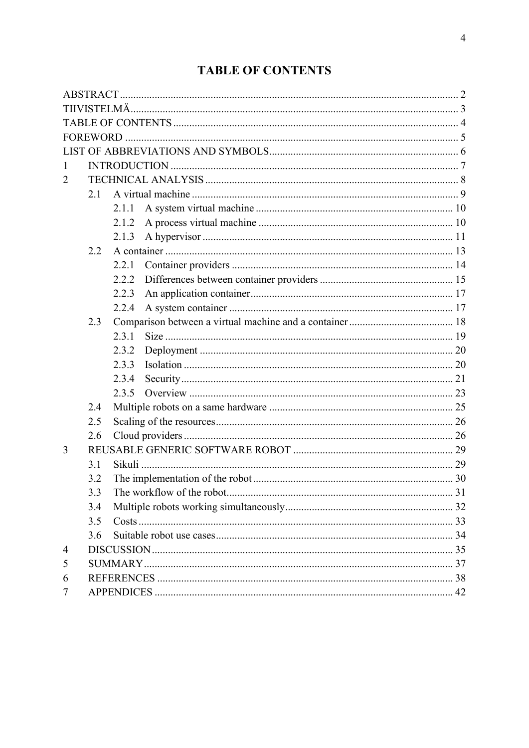# TABLE OF CONTENTS

ABSTRACT .......... 2
TIIVISTELMÄ .......... 3
TABLE OF CONTENTS .......... 4
FOREWORD .......... 5
LIST OF ABBREVIATIONS AND SYMBOLS .......... 6
1 INTRODUCTION .......... 7
2 TECHNICAL ANALYSIS .......... 8
  2.1 A virtual machine .......... 9
    2.1.1 A system virtual machine .......... 10
    2.1.2 A process virtual machine .......... 10
    2.1.3 A hypervisor .......... 11
  2.2 A container .......... 13
    2.2.1 Container providers .......... 14
    2.2.2 Differences between container providers .......... 15
    2.2.3 An application container .......... 17
    2.2.4 A system container .......... 17
  2.3 Comparison between a virtual machine and a container .......... 18
    2.3.1 Size .......... 19
    2.3.2 Deployment .......... 20
    2.3.3 Isolation .......... 20
    2.3.4 Security .......... 21
    2.3.5 Overview .......... 23
  2.4 Multiple robots on a same hardware .......... 25
  2.5 Scaling of the resources .......... 26
  2.6 Cloud providers .......... 26
3 REUSABLE GENERIC SOFTWARE ROBOT .......... 29
  3.1 Sikuli .......... 29
  3.2 The implementation of the robot .......... 30
  3.3 The workflow of the robot .......... 31
  3.4 Multiple robots working simultaneously .......... 32
  3.5 Costs .......... 33
  3.6 Suitable robot use cases .......... 34
4 DISCUSSION .......... 35
5 SUMMARY .......... 37
6 REFERENCES .......... 38
7 APPENDICES .......... 42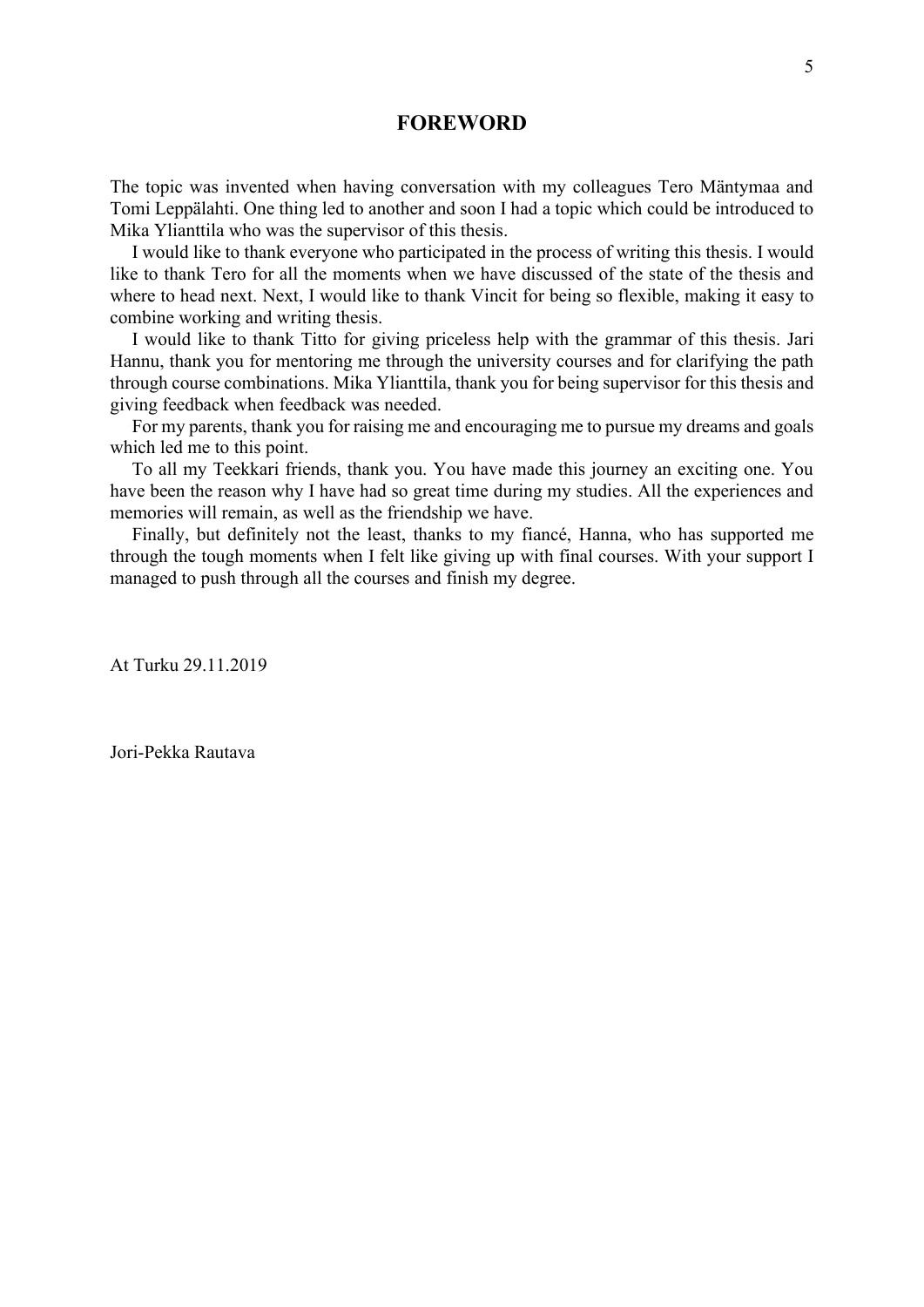# FOREWORD

The topic was invented when having conversation with my colleagues Tero Mäntymaa and Tomi Leppälahti. One thing led to another and soon I had a topic which could be introduced to Mika Ylianttila who was the supervisor of this thesis.

I would like to thank everyone who participated in the process of writing this thesis. I would like to thank Tero for all the moments when we have discussed of the state of the thesis and where to head next. Next, I would like to thank Vincit for being so flexible, making it easy to combine working and writing thesis.

I would like to thank Titto for giving priceless help with the grammar of this thesis. Jari Hannu, thank you for mentoring me through the university courses and for clarifying the path through course combinations. Mika Ylianttila, thank you for being supervisor for this thesis and giving feedback when feedback was needed.

For my parents, thank you for raising me and encouraging me to pursue my dreams and goals which led me to this point.

To all my Teekkari friends, thank you. You have made this journey an exciting one. You have been the reason why I have had so great time during my studies. All the experiences and memories will remain, as well as the friendship we have.

Finally, but definitely not the least, thanks to my fiancé, Hanna, who has supported me through the tough moments when I felt like giving up with final courses. With your support I managed to push through all the courses and finish my degree.

At Turku 29.11.2019

Jori-Pekka Rautava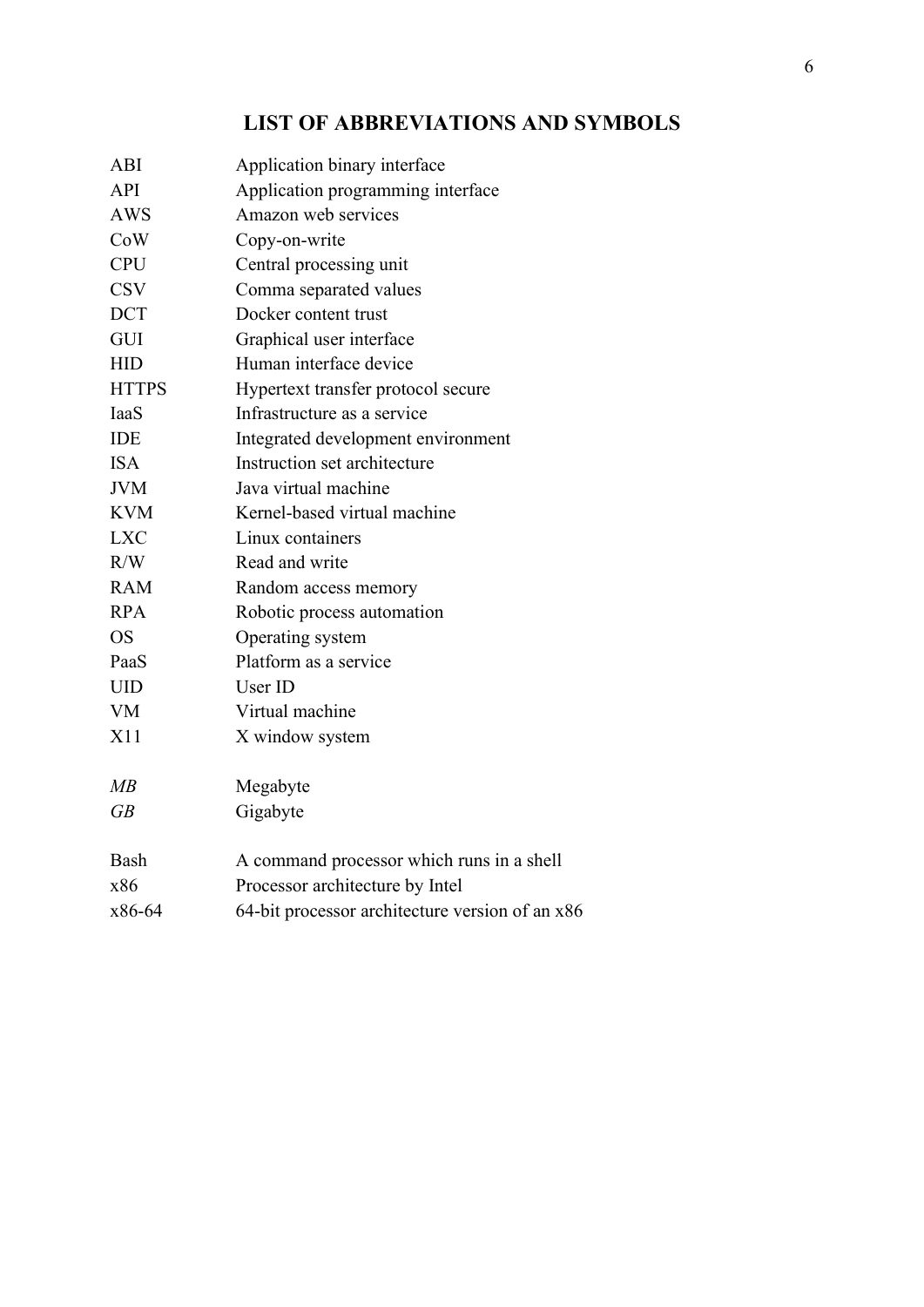# LIST OF ABBREVIATIONS AND SYMBOLS

| | |
|---|---|
| ABI | Application binary interface |
| API | Application programming interface |
| AWS | Amazon web services |
| CoW | Copy-on-write |
| CPU | Central processing unit |
| CSV | Comma separated values |
| DCT | Docker content trust |
| GUI | Graphical user interface |
| HID | Human interface device |
| HTTPS | Hypertext transfer protocol secure |
| IaaS | Infrastructure as a service |
| IDE | Integrated development environment |
| ISA | Instruction set architecture |
| JVM | Java virtual machine |
| KVM | Kernel-based virtual machine |
| LXC | Linux containers |
| R/W | Read and write |
| RAM | Random access memory |
| RPA | Robotic process automation |
| OS | Operating system |
| PaaS | Platform as a service |
| UID | User ID |
| VM | Virtual machine |
| X11 | X window system |
| | |
| *MB* | Megabyte |
| *GB* | Gigabyte |
| | |
| Bash | A command processor which runs in a shell |
| x86 | Processor architecture by Intel |
| x86-64 | 64-bit processor architecture version of an x86 |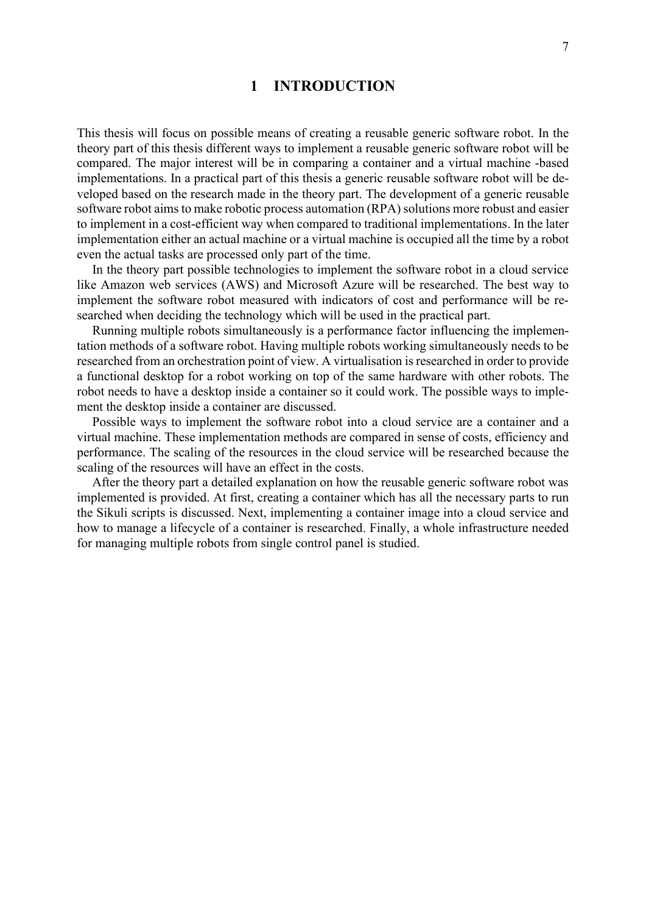# 1 INTRODUCTION

This thesis will focus on possible means of creating a reusable generic software robot. In the theory part of this thesis different ways to implement a reusable generic software robot will be compared. The major interest will be in comparing a container and a virtual machine -based implementations. In a practical part of this thesis a generic reusable software robot will be developed based on the research made in the theory part. The development of a generic reusable software robot aims to make robotic process automation (RPA) solutions more robust and easier to implement in a cost-efficient way when compared to traditional implementations. In the later implementation either an actual machine or a virtual machine is occupied all the time by a robot even the actual tasks are processed only part of the time.

In the theory part possible technologies to implement the software robot in a cloud service like Amazon web services (AWS) and Microsoft Azure will be researched. The best way to implement the software robot measured with indicators of cost and performance will be researched when deciding the technology which will be used in the practical part.

Running multiple robots simultaneously is a performance factor influencing the implementation methods of a software robot. Having multiple robots working simultaneously needs to be researched from an orchestration point of view. A virtualisation is researched in order to provide a functional desktop for a robot working on top of the same hardware with other robots. The robot needs to have a desktop inside a container so it could work. The possible ways to implement the desktop inside a container are discussed.

Possible ways to implement the software robot into a cloud service are a container and a virtual machine. These implementation methods are compared in sense of costs, efficiency and performance. The scaling of the resources in the cloud service will be researched because the scaling of the resources will have an effect in the costs.

After the theory part a detailed explanation on how the reusable generic software robot was implemented is provided. At first, creating a container which has all the necessary parts to run the Sikuli scripts is discussed. Next, implementing a container image into a cloud service and how to manage a lifecycle of a container is researched. Finally, a whole infrastructure needed for managing multiple robots from single control panel is studied.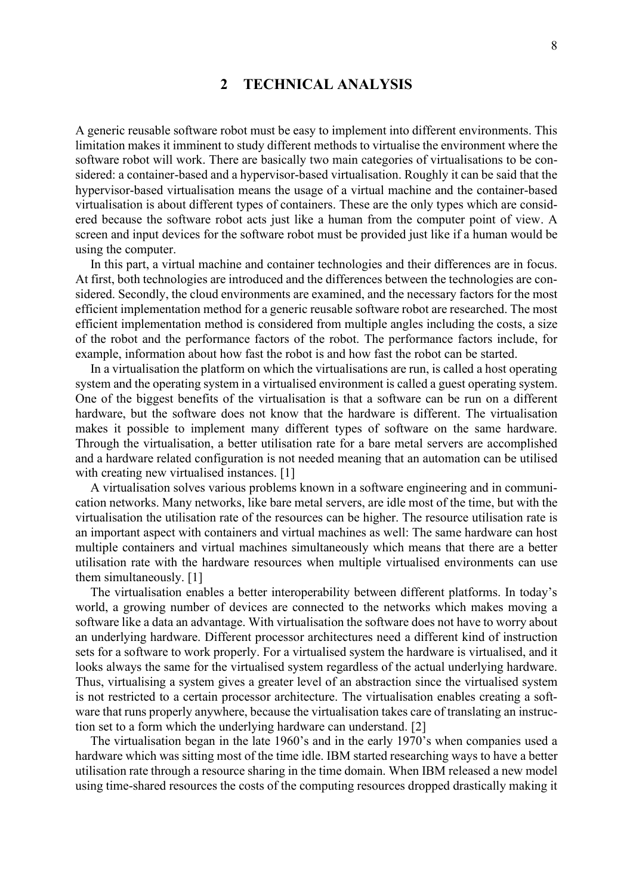# 2 TECHNICAL ANALYSIS

A generic reusable software robot must be easy to implement into different environments. This limitation makes it imminent to study different methods to virtualise the environment where the software robot will work. There are basically two main categories of virtualisations to be considered: a container-based and a hypervisor-based virtualisation. Roughly it can be said that the hypervisor-based virtualisation means the usage of a virtual machine and the container-based virtualisation is about different types of containers. These are the only types which are considered because the software robot acts just like a human from the computer point of view. A screen and input devices for the software robot must be provided just like if a human would be using the computer.

In this part, a virtual machine and container technologies and their differences are in focus. At first, both technologies are introduced and the differences between the technologies are considered. Secondly, the cloud environments are examined, and the necessary factors for the most efficient implementation method for a generic reusable software robot are researched. The most efficient implementation method is considered from multiple angles including the costs, a size of the robot and the performance factors of the robot. The performance factors include, for example, information about how fast the robot is and how fast the robot can be started.

In a virtualisation the platform on which the virtualisations are run, is called a host operating system and the operating system in a virtualised environment is called a guest operating system. One of the biggest benefits of the virtualisation is that a software can be run on a different hardware, but the software does not know that the hardware is different. The virtualisation makes it possible to implement many different types of software on the same hardware. Through the virtualisation, a better utilisation rate for a bare metal servers are accomplished and a hardware related configuration is not needed meaning that an automation can be utilised with creating new virtualised instances. [1]

A virtualisation solves various problems known in a software engineering and in communication networks. Many networks, like bare metal servers, are idle most of the time, but with the virtualisation the utilisation rate of the resources can be higher. The resource utilisation rate is an important aspect with containers and virtual machines as well: The same hardware can host multiple containers and virtual machines simultaneously which means that there are a better utilisation rate with the hardware resources when multiple virtualised environments can use them simultaneously. [1]

The virtualisation enables a better interoperability between different platforms. In today's world, a growing number of devices are connected to the networks which makes moving a software like a data an advantage. With virtualisation the software does not have to worry about an underlying hardware. Different processor architectures need a different kind of instruction sets for a software to work properly. For a virtualised system the hardware is virtualised, and it looks always the same for the virtualised system regardless of the actual underlying hardware. Thus, virtualising a system gives a greater level of an abstraction since the virtualised system is not restricted to a certain processor architecture. The virtualisation enables creating a software that runs properly anywhere, because the virtualisation takes care of translating an instruction set to a form which the underlying hardware can understand. [2]

The virtualisation began in the late 1960's and in the early 1970's when companies used a hardware which was sitting most of the time idle. IBM started researching ways to have a better utilisation rate through a resource sharing in the time domain. When IBM released a new model using time-shared resources the costs of the computing resources dropped drastically making it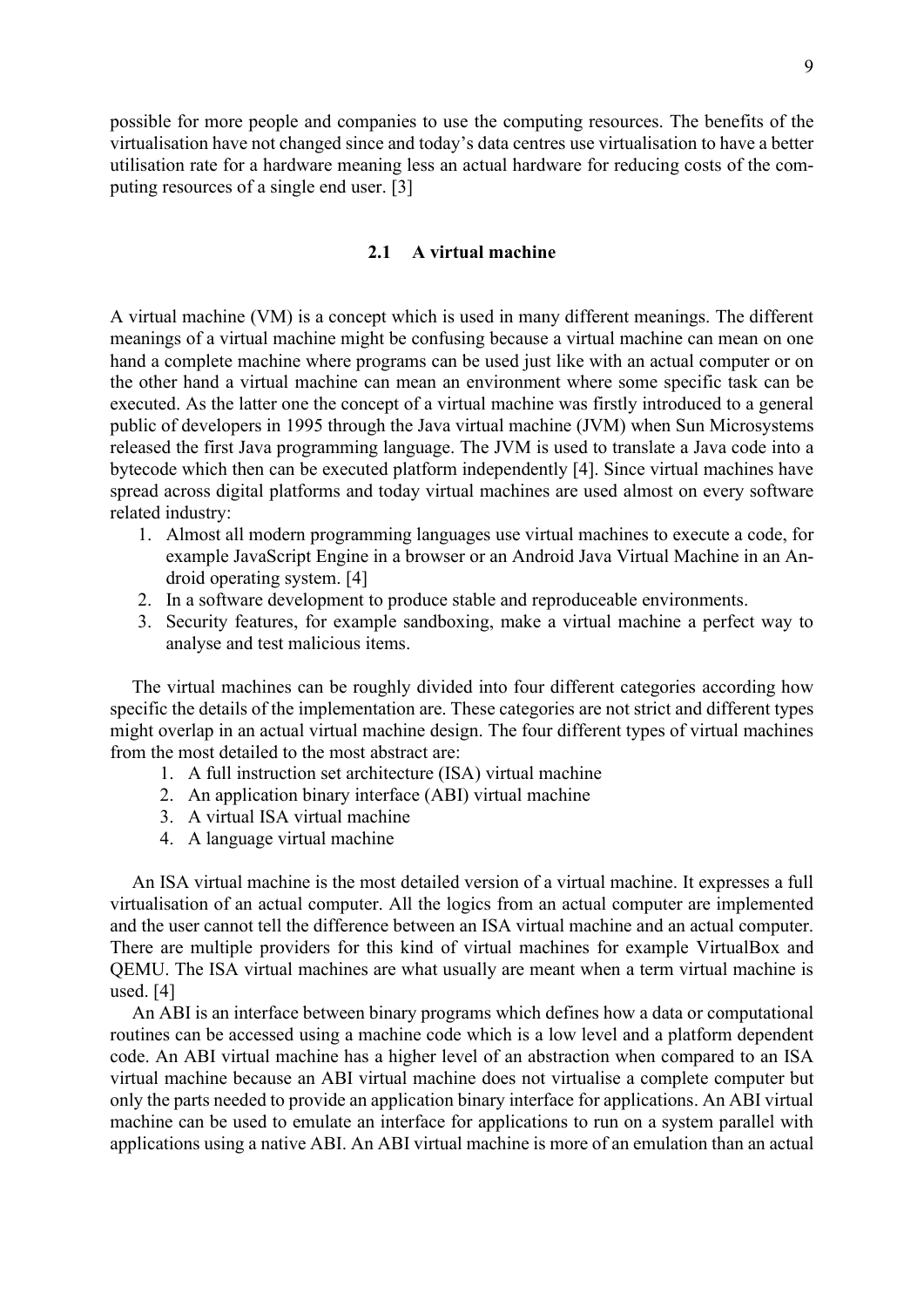possible for more people and companies to use the computing resources. The benefits of the virtualisation have not changed since and today's data centres use virtualisation to have a better utilisation rate for a hardware meaning less an actual hardware for reducing costs of the computing resources of a single end user. [3]

## 2.1 A virtual machine

A virtual machine (VM) is a concept which is used in many different meanings. The different meanings of a virtual machine might be confusing because a virtual machine can mean on one hand a complete machine where programs can be used just like with an actual computer or on the other hand a virtual machine can mean an environment where some specific task can be executed. As the latter one the concept of a virtual machine was firstly introduced to a general public of developers in 1995 through the Java virtual machine (JVM) when Sun Microsystems released the first Java programming language. The JVM is used to translate a Java code into a bytecode which then can be executed platform independently [4]. Since virtual machines have spread across digital platforms and today virtual machines are used almost on every software related industry:

1. Almost all modern programming languages use virtual machines to execute a code, for example JavaScript Engine in a browser or an Android Java Virtual Machine in an Android operating system. [4]
2. In a software development to produce stable and reproduceable environments.
3. Security features, for example sandboxing, make a virtual machine a perfect way to analyse and test malicious items.

The virtual machines can be roughly divided into four different categories according how specific the details of the implementation are. These categories are not strict and different types might overlap in an actual virtual machine design. The four different types of virtual machines from the most detailed to the most abstract are:

1. A full instruction set architecture (ISA) virtual machine
2. An application binary interface (ABI) virtual machine
3. A virtual ISA virtual machine
4. A language virtual machine

An ISA virtual machine is the most detailed version of a virtual machine. It expresses a full virtualisation of an actual computer. All the logics from an actual computer are implemented and the user cannot tell the difference between an ISA virtual machine and an actual computer. There are multiple providers for this kind of virtual machines for example VirtualBox and QEMU. The ISA virtual machines are what usually are meant when a term virtual machine is used. [4]

An ABI is an interface between binary programs which defines how a data or computational routines can be accessed using a machine code which is a low level and a platform dependent code. An ABI virtual machine has a higher level of an abstraction when compared to an ISA virtual machine because an ABI virtual machine does not virtualise a complete computer but only the parts needed to provide an application binary interface for applications. An ABI virtual machine can be used to emulate an interface for applications to run on a system parallel with applications using a native ABI. An ABI virtual machine is more of an emulation than an actual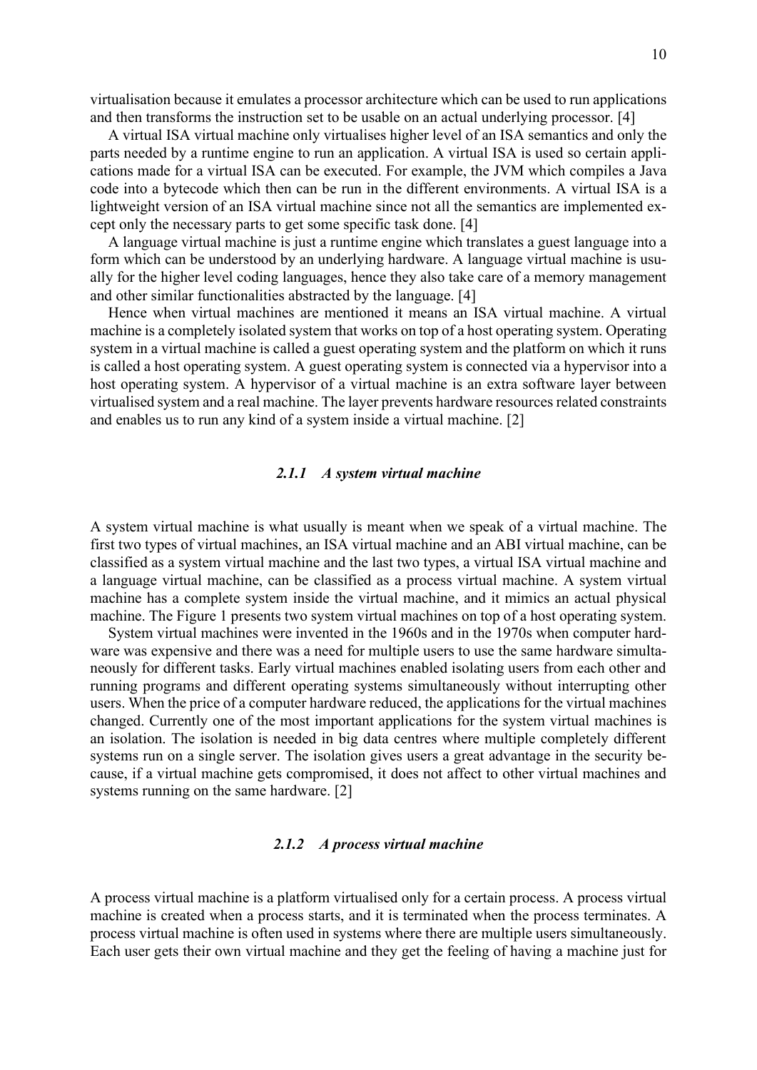virtualisation because it emulates a processor architecture which can be used to run applications and then transforms the instruction set to be usable on an actual underlying processor. [4]

A virtual ISA virtual machine only virtualises higher level of an ISA semantics and only the parts needed by a runtime engine to run an application. A virtual ISA is used so certain applications made for a virtual ISA can be executed. For example, the JVM which compiles a Java code into a bytecode which then can be run in the different environments. A virtual ISA is a lightweight version of an ISA virtual machine since not all the semantics are implemented except only the necessary parts to get some specific task done. [4]

A language virtual machine is just a runtime engine which translates a guest language into a form which can be understood by an underlying hardware. A language virtual machine is usually for the higher level coding languages, hence they also take care of a memory management and other similar functionalities abstracted by the language. [4]

Hence when virtual machines are mentioned it means an ISA virtual machine. A virtual machine is a completely isolated system that works on top of a host operating system. Operating system in a virtual machine is called a guest operating system and the platform on which it runs is called a host operating system. A guest operating system is connected via a hypervisor into a host operating system. A hypervisor of a virtual machine is an extra software layer between virtualised system and a real machine. The layer prevents hardware resources related constraints and enables us to run any kind of a system inside a virtual machine. [2]

### *2.1.1 A system virtual machine*

A system virtual machine is what usually is meant when we speak of a virtual machine. The first two types of virtual machines, an ISA virtual machine and an ABI virtual machine, can be classified as a system virtual machine and the last two types, a virtual ISA virtual machine and a language virtual machine, can be classified as a process virtual machine. A system virtual machine has a complete system inside the virtual machine, and it mimics an actual physical machine. The Figure 1 presents two system virtual machines on top of a host operating system.

System virtual machines were invented in the 1960s and in the 1970s when computer hardware was expensive and there was a need for multiple users to use the same hardware simultaneously for different tasks. Early virtual machines enabled isolating users from each other and running programs and different operating systems simultaneously without interrupting other users. When the price of a computer hardware reduced, the applications for the virtual machines changed. Currently one of the most important applications for the system virtual machines is an isolation. The isolation is needed in big data centres where multiple completely different systems run on a single server. The isolation gives users a great advantage in the security because, if a virtual machine gets compromised, it does not affect to other virtual machines and systems running on the same hardware. [2]

### *2.1.2 A process virtual machine*

A process virtual machine is a platform virtualised only for a certain process. A process virtual machine is created when a process starts, and it is terminated when the process terminates. A process virtual machine is often used in systems where there are multiple users simultaneously. Each user gets their own virtual machine and they get the feeling of having a machine just for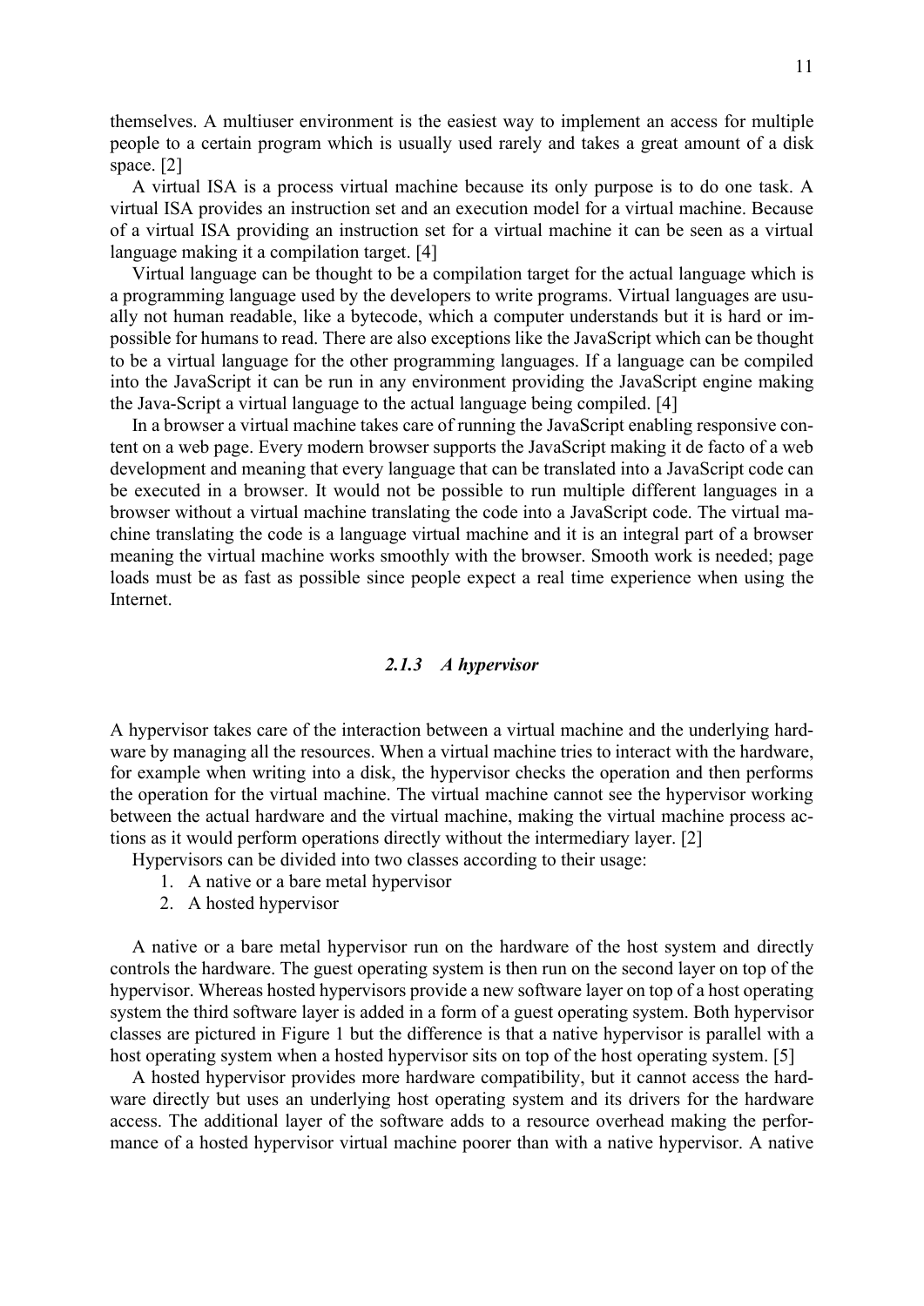themselves. A multiuser environment is the easiest way to implement an access for multiple people to a certain program which is usually used rarely and takes a great amount of a disk space. [2]

A virtual ISA is a process virtual machine because its only purpose is to do one task. A virtual ISA provides an instruction set and an execution model for a virtual machine. Because of a virtual ISA providing an instruction set for a virtual machine it can be seen as a virtual language making it a compilation target. [4]

Virtual language can be thought to be a compilation target for the actual language which is a programming language used by the developers to write programs. Virtual languages are usually not human readable, like a bytecode, which a computer understands but it is hard or impossible for humans to read. There are also exceptions like the JavaScript which can be thought to be a virtual language for the other programming languages. If a language can be compiled into the JavaScript it can be run in any environment providing the JavaScript engine making the Java-Script a virtual language to the actual language being compiled. [4]

In a browser a virtual machine takes care of running the JavaScript enabling responsive content on a web page. Every modern browser supports the JavaScript making it de facto of a web development and meaning that every language that can be translated into a JavaScript code can be executed in a browser. It would not be possible to run multiple different languages in a browser without a virtual machine translating the code into a JavaScript code. The virtual machine translating the code is a language virtual machine and it is an integral part of a browser meaning the virtual machine works smoothly with the browser. Smooth work is needed; page loads must be as fast as possible since people expect a real time experience when using the Internet.

### *2.1.3 A hypervisor*

A hypervisor takes care of the interaction between a virtual machine and the underlying hardware by managing all the resources. When a virtual machine tries to interact with the hardware, for example when writing into a disk, the hypervisor checks the operation and then performs the operation for the virtual machine. The virtual machine cannot see the hypervisor working between the actual hardware and the virtual machine, making the virtual machine process actions as it would perform operations directly without the intermediary layer. [2]

Hypervisors can be divided into two classes according to their usage:

1. A native or a bare metal hypervisor
2. A hosted hypervisor

A native or a bare metal hypervisor run on the hardware of the host system and directly controls the hardware. The guest operating system is then run on the second layer on top of the hypervisor. Whereas hosted hypervisors provide a new software layer on top of a host operating system the third software layer is added in a form of a guest operating system. Both hypervisor classes are pictured in Figure 1 but the difference is that a native hypervisor is parallel with a host operating system when a hosted hypervisor sits on top of the host operating system. [5]

A hosted hypervisor provides more hardware compatibility, but it cannot access the hardware directly but uses an underlying host operating system and its drivers for the hardware access. The additional layer of the software adds to a resource overhead making the performance of a hosted hypervisor virtual machine poorer than with a native hypervisor. A native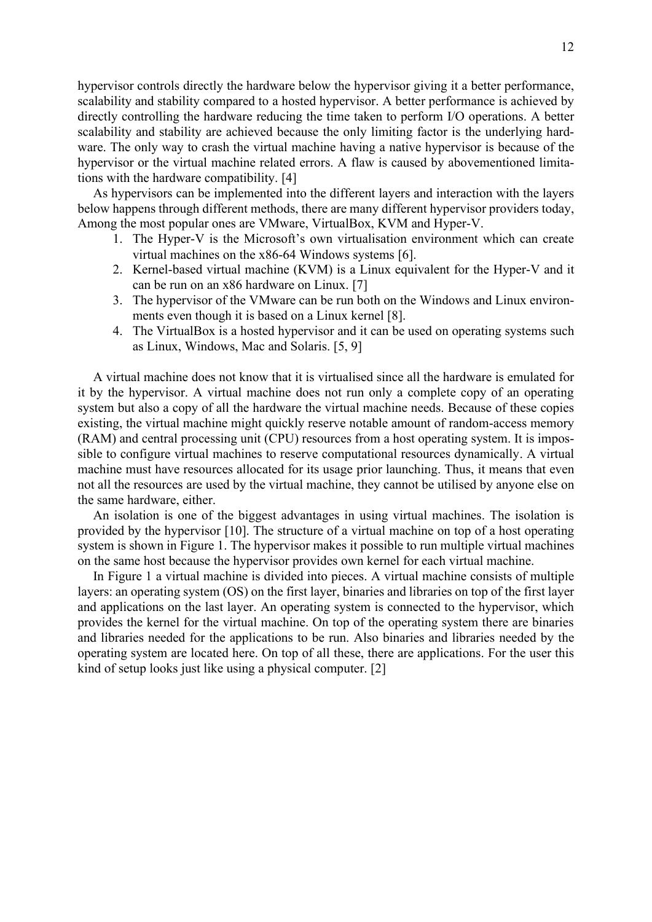hypervisor controls directly the hardware below the hypervisor giving it a better performance, scalability and stability compared to a hosted hypervisor. A better performance is achieved by directly controlling the hardware reducing the time taken to perform I/O operations. A better scalability and stability are achieved because the only limiting factor is the underlying hardware. The only way to crash the virtual machine having a native hypervisor is because of the hypervisor or the virtual machine related errors. A flaw is caused by abovementioned limitations with the hardware compatibility. [4]

As hypervisors can be implemented into the different layers and interaction with the layers below happens through different methods, there are many different hypervisor providers today, Among the most popular ones are VMware, VirtualBox, KVM and Hyper-V.

1. The Hyper-V is the Microsoft's own virtualisation environment which can create virtual machines on the x86-64 Windows systems [6].
2. Kernel-based virtual machine (KVM) is a Linux equivalent for the Hyper-V and it can be run on an x86 hardware on Linux. [7]
3. The hypervisor of the VMware can be run both on the Windows and Linux environments even though it is based on a Linux kernel [8].
4. The VirtualBox is a hosted hypervisor and it can be used on operating systems such as Linux, Windows, Mac and Solaris. [5, 9]

A virtual machine does not know that it is virtualised since all the hardware is emulated for it by the hypervisor. A virtual machine does not run only a complete copy of an operating system but also a copy of all the hardware the virtual machine needs. Because of these copies existing, the virtual machine might quickly reserve notable amount of random-access memory (RAM) and central processing unit (CPU) resources from a host operating system. It is impossible to configure virtual machines to reserve computational resources dynamically. A virtual machine must have resources allocated for its usage prior launching. Thus, it means that even not all the resources are used by the virtual machine, they cannot be utilised by anyone else on the same hardware, either.

An isolation is one of the biggest advantages in using virtual machines. The isolation is provided by the hypervisor [10]. The structure of a virtual machine on top of a host operating system is shown in Figure 1. The hypervisor makes it possible to run multiple virtual machines on the same host because the hypervisor provides own kernel for each virtual machine.

In Figure 1 a virtual machine is divided into pieces. A virtual machine consists of multiple layers: an operating system (OS) on the first layer, binaries and libraries on top of the first layer and applications on the last layer. An operating system is connected to the hypervisor, which provides the kernel for the virtual machine. On top of the operating system there are binaries and libraries needed for the applications to be run. Also binaries and libraries needed by the operating system are located here. On top of all these, there are applications. For the user this kind of setup looks just like using a physical computer. [2]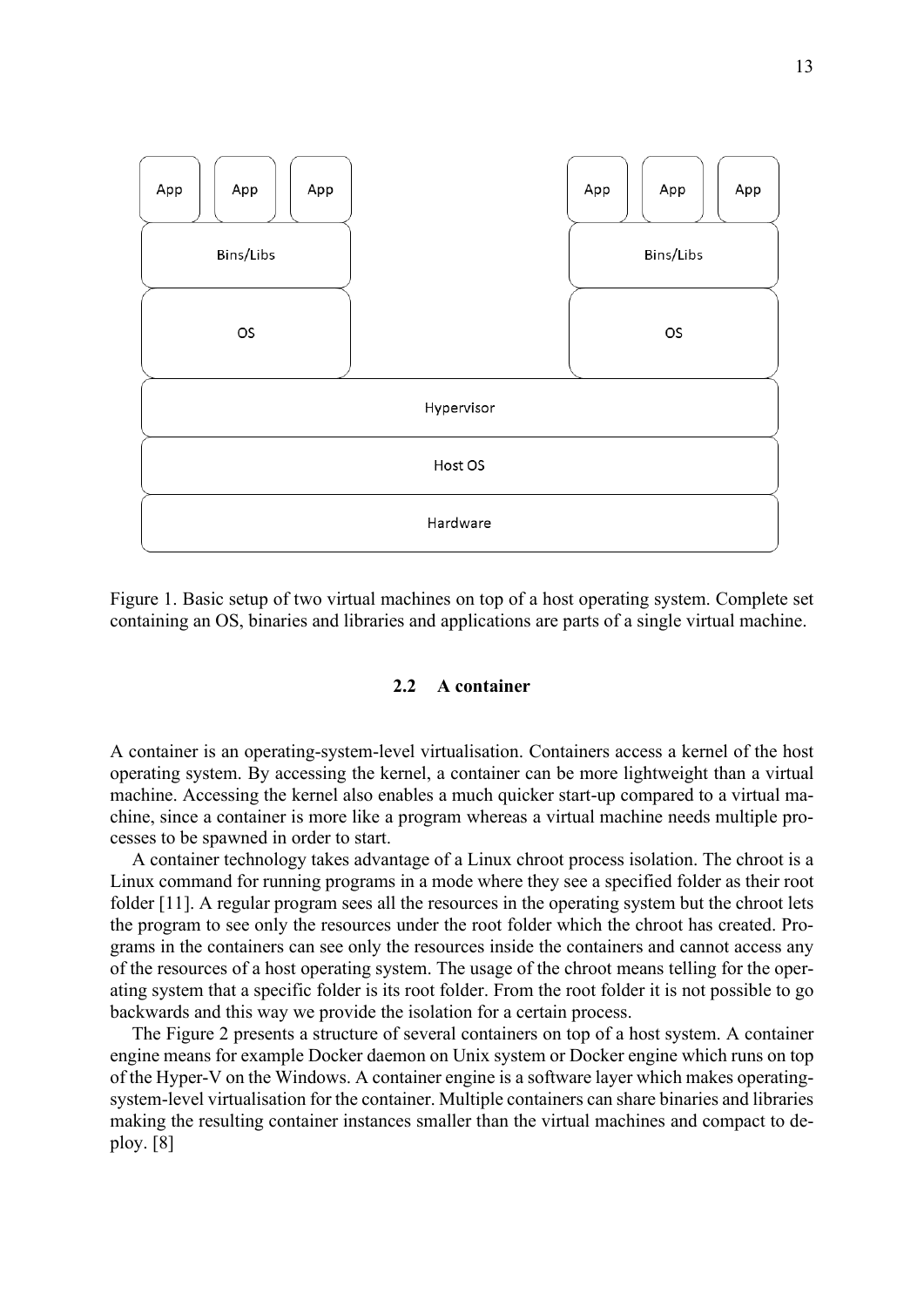Figure 1. Basic setup of two virtual machines on top of a host operating system. Complete set containing an OS, binaries and libraries and applications are parts of a single virtual machine.

### 2.2 A container

A container is an operating-system-level virtualisation. Containers access a kernel of the host operating system. By accessing the kernel, a container can be more lightweight than a virtual machine. Accessing the kernel also enables a much quicker start-up compared to a virtual machine, since a container is more like a program whereas a virtual machine needs multiple processes to be spawned in order to start.

A container technology takes advantage of a Linux chroot process isolation. The chroot is a Linux command for running programs in a mode where they see a specified folder as their root folder [11]. A regular program sees all the resources in the operating system but the chroot lets the program to see only the resources under the root folder which the chroot has created. Programs in the containers can see only the resources inside the containers and cannot access any of the resources of a host operating system. The usage of the chroot means telling for the operating system that a specific folder is its root folder. From the root folder it is not possible to go backwards and this way we provide the isolation for a certain process.

The Figure 2 presents a structure of several containers on top of a host system. A container engine means for example Docker daemon on Unix system or Docker engine which runs on top of the Hyper-V on the Windows. A container engine is a software layer which makes operating-system-level virtualisation for the container. Multiple containers can share binaries and libraries making the resulting container instances smaller than the virtual machines and compact to deploy. [8]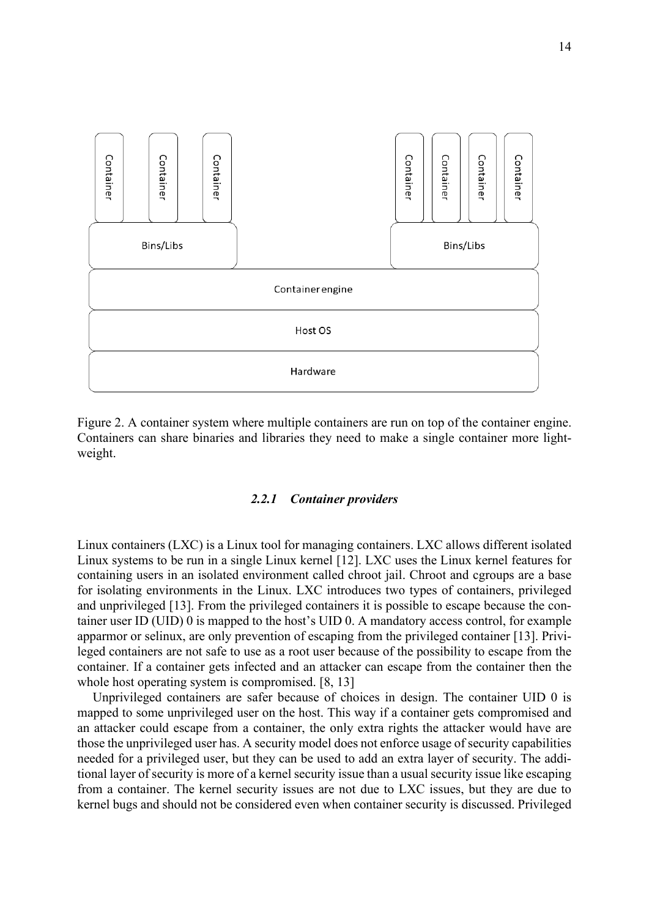Figure 2. A container system where multiple containers are run on top of the container engine. Containers can share binaries and libraries they need to make a single container more lightweight.

### *2.2.1 Container providers*

Linux containers (LXC) is a Linux tool for managing containers. LXC allows different isolated Linux systems to be run in a single Linux kernel [12]. LXC uses the Linux kernel features for containing users in an isolated environment called chroot jail. Chroot and cgroups are a base for isolating environments in the Linux. LXC introduces two types of containers, privileged and unprivileged [13]. From the privileged containers it is possible to escape because the container user ID (UID) 0 is mapped to the host's UID 0. A mandatory access control, for example apparmor or selinux, are only prevention of escaping from the privileged container [13]. Privileged containers are not safe to use as a root user because of the possibility to escape from the container. If a container gets infected and an attacker can escape from the container then the whole host operating system is compromised. [8, 13]

Unprivileged containers are safer because of choices in design. The container UID 0 is mapped to some unprivileged user on the host. This way if a container gets compromised and an attacker could escape from a container, the only extra rights the attacker would have are those the unprivileged user has. A security model does not enforce usage of security capabilities needed for a privileged user, but they can be used to add an extra layer of security. The additional layer of security is more of a kernel security issue than a usual security issue like escaping from a container. The kernel security issues are not due to LXC issues, but they are due to kernel bugs and should not be considered even when container security is discussed. Privileged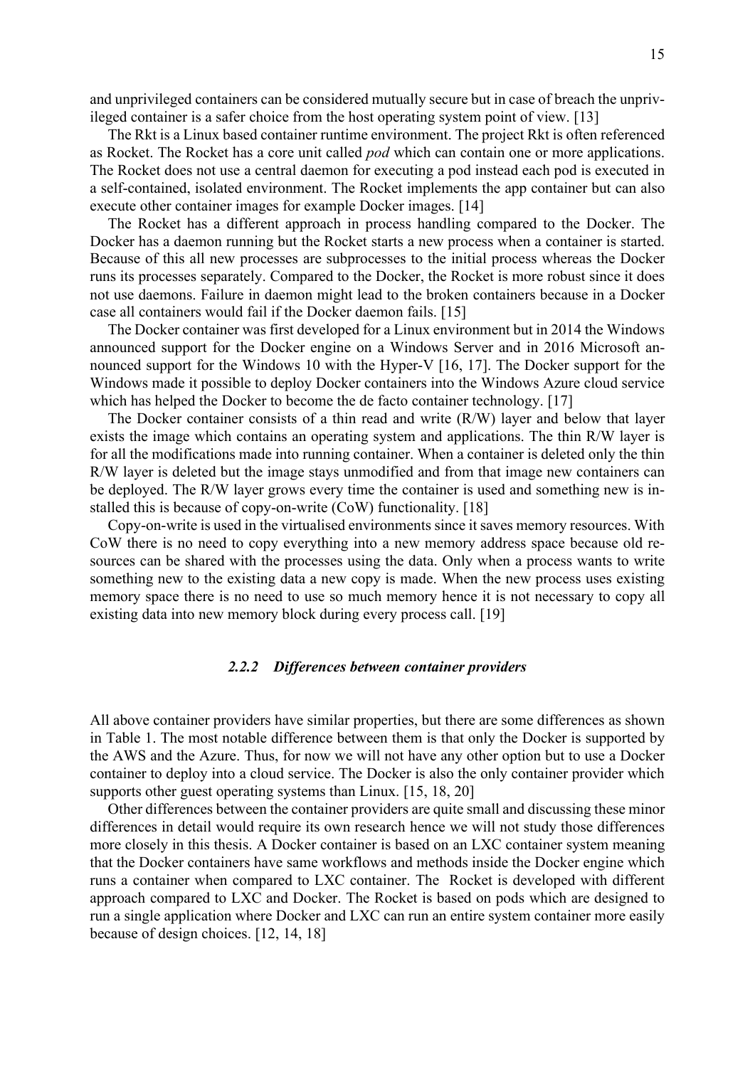and unprivileged containers can be considered mutually secure but in case of breach the unprivileged container is a safer choice from the host operating system point of view. [13]

The Rkt is a Linux based container runtime environment. The project Rkt is often referenced as Rocket. The Rocket has a core unit called *pod* which can contain one or more applications. The Rocket does not use a central daemon for executing a pod instead each pod is executed in a self-contained, isolated environment. The Rocket implements the app container but can also execute other container images for example Docker images. [14]

The Rocket has a different approach in process handling compared to the Docker. The Docker has a daemon running but the Rocket starts a new process when a container is started. Because of this all new processes are subprocesses to the initial process whereas the Docker runs its processes separately. Compared to the Docker, the Rocket is more robust since it does not use daemons. Failure in daemon might lead to the broken containers because in a Docker case all containers would fail if the Docker daemon fails. [15]

The Docker container was first developed for a Linux environment but in 2014 the Windows announced support for the Docker engine on a Windows Server and in 2016 Microsoft announced support for the Windows 10 with the Hyper-V [16, 17]. The Docker support for the Windows made it possible to deploy Docker containers into the Windows Azure cloud service which has helped the Docker to become the de facto container technology. [17]

The Docker container consists of a thin read and write (R/W) layer and below that layer exists the image which contains an operating system and applications. The thin R/W layer is for all the modifications made into running container. When a container is deleted only the thin R/W layer is deleted but the image stays unmodified and from that image new containers can be deployed. The R/W layer grows every time the container is used and something new is installed this is because of copy-on-write (CoW) functionality. [18]

Copy-on-write is used in the virtualised environments since it saves memory resources. With CoW there is no need to copy everything into a new memory address space because old resources can be shared with the processes using the data. Only when a process wants to write something new to the existing data a new copy is made. When the new process uses existing memory space there is no need to use so much memory hence it is not necessary to copy all existing data into new memory block during every process call. [19]

### *2.2.2 Differences between container providers*

All above container providers have similar properties, but there are some differences as shown in Table 1. The most notable difference between them is that only the Docker is supported by the AWS and the Azure. Thus, for now we will not have any other option but to use a Docker container to deploy into a cloud service. The Docker is also the only container provider which supports other guest operating systems than Linux. [15, 18, 20]

Other differences between the container providers are quite small and discussing these minor differences in detail would require its own research hence we will not study those differences more closely in this thesis. A Docker container is based on an LXC container system meaning that the Docker containers have same workflows and methods inside the Docker engine which runs a container when compared to LXC container. The Rocket is developed with different approach compared to LXC and Docker. The Rocket is based on pods which are designed to run a single application where Docker and LXC can run an entire system container more easily because of design choices. [12, 14, 18]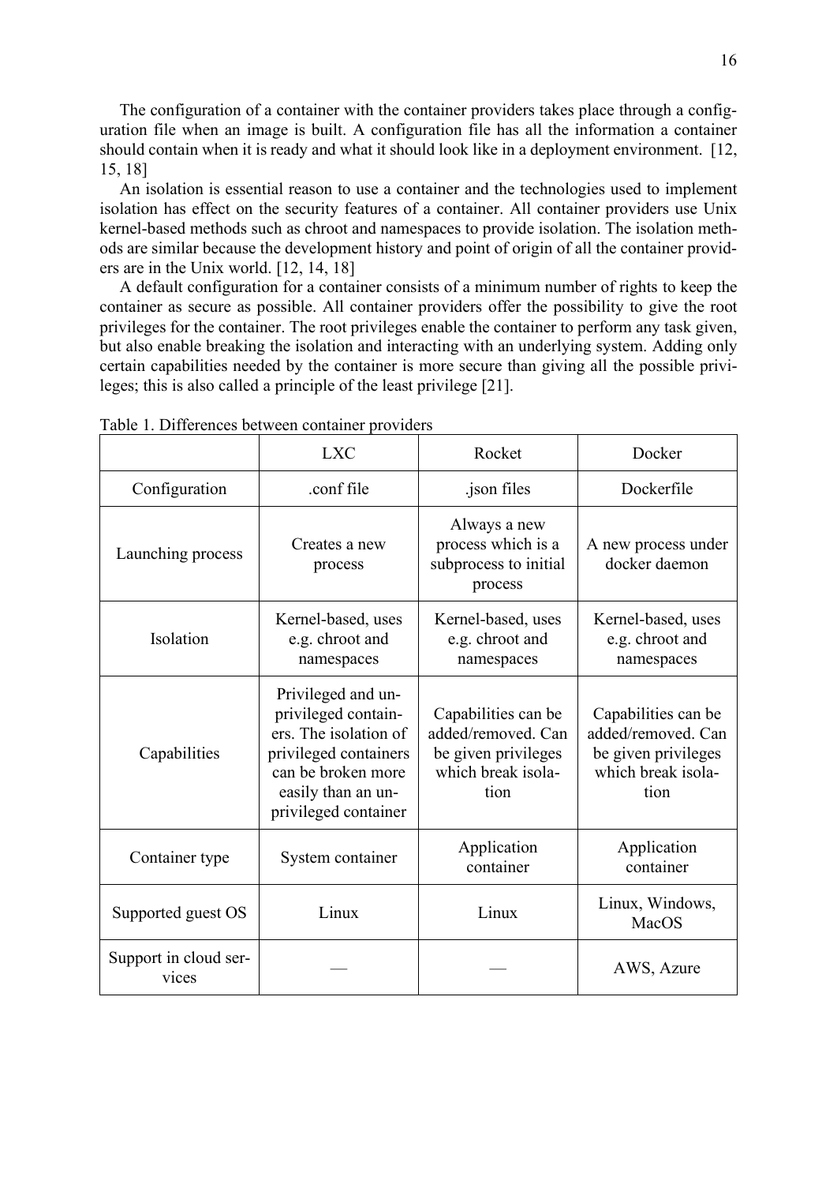The configuration of a container with the container providers takes place through a configuration file when an image is built. A configuration file has all the information a container should contain when it is ready and what it should look like in a deployment environment. [12, 15, 18]

An isolation is essential reason to use a container and the technologies used to implement isolation has effect on the security features of a container. All container providers use Unix kernel-based methods such as chroot and namespaces to provide isolation. The isolation methods are similar because the development history and point of origin of all the container providers are in the Unix world. [12, 14, 18]

A default configuration for a container consists of a minimum number of rights to keep the container as secure as possible. All container providers offer the possibility to give the root privileges for the container. The root privileges enable the container to perform any task given, but also enable breaking the isolation and interacting with an underlying system. Adding only certain capabilities needed by the container is more secure than giving all the possible privileges; this is also called a principle of the least privilege [21].

Table 1. Differences between container providers

| | LXC | Rocket | Docker |
|---|---|---|---|
| Configuration | .conf file | .json files | Dockerfile |
| Launching process | Creates a new process | Always a new process which is a subprocess to initial process | A new process under docker daemon |
| Isolation | Kernel-based, uses e.g. chroot and namespaces | Kernel-based, uses e.g. chroot and namespaces | Kernel-based, uses e.g. chroot and namespaces |
| Capabilities | Privileged and unprivileged containers. The isolation of privileged containers can be broken more easily than an unprivileged container | Capabilities can be added/removed. Can be given privileges which break isolation | Capabilities can be added/removed. Can be given privileges which break isolation |
| Container type | System container | Application container | Application container |
| Supported guest OS | Linux | Linux | Linux, Windows, MacOS |
| Support in cloud services | — | — | AWS, Azure |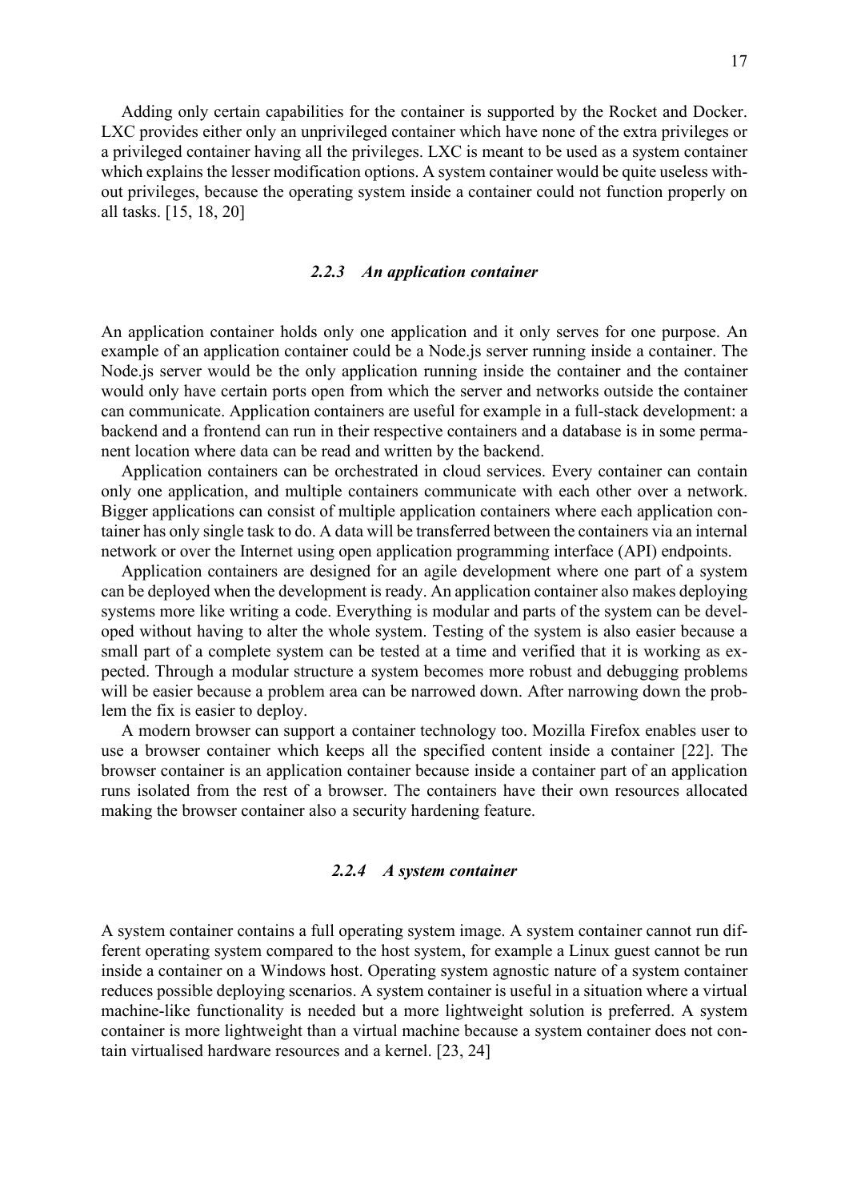Adding only certain capabilities for the container is supported by the Rocket and Docker. LXC provides either only an unprivileged container which have none of the extra privileges or a privileged container having all the privileges. LXC is meant to be used as a system container which explains the lesser modification options. A system container would be quite useless without privileges, because the operating system inside a container could not function properly on all tasks. [15, 18, 20]

### *2.2.3 An application container*

An application container holds only one application and it only serves for one purpose. An example of an application container could be a Node.js server running inside a container. The Node.js server would be the only application running inside the container and the container would only have certain ports open from which the server and networks outside the container can communicate. Application containers are useful for example in a full-stack development: a backend and a frontend can run in their respective containers and a database is in some permanent location where data can be read and written by the backend.

Application containers can be orchestrated in cloud services. Every container can contain only one application, and multiple containers communicate with each other over a network. Bigger applications can consist of multiple application containers where each application container has only single task to do. A data will be transferred between the containers via an internal network or over the Internet using open application programming interface (API) endpoints.

Application containers are designed for an agile development where one part of a system can be deployed when the development is ready. An application container also makes deploying systems more like writing a code. Everything is modular and parts of the system can be developed without having to alter the whole system. Testing of the system is also easier because a small part of a complete system can be tested at a time and verified that it is working as expected. Through a modular structure a system becomes more robust and debugging problems will be easier because a problem area can be narrowed down. After narrowing down the problem the fix is easier to deploy.

A modern browser can support a container technology too. Mozilla Firefox enables user to use a browser container which keeps all the specified content inside a container [22]. The browser container is an application container because inside a container part of an application runs isolated from the rest of a browser. The containers have their own resources allocated making the browser container also a security hardening feature.

### *2.2.4 A system container*

A system container contains a full operating system image. A system container cannot run different operating system compared to the host system, for example a Linux guest cannot be run inside a container on a Windows host. Operating system agnostic nature of a system container reduces possible deploying scenarios. A system container is useful in a situation where a virtual machine-like functionality is needed but a more lightweight solution is preferred. A system container is more lightweight than a virtual machine because a system container does not contain virtualised hardware resources and a kernel. [23, 24]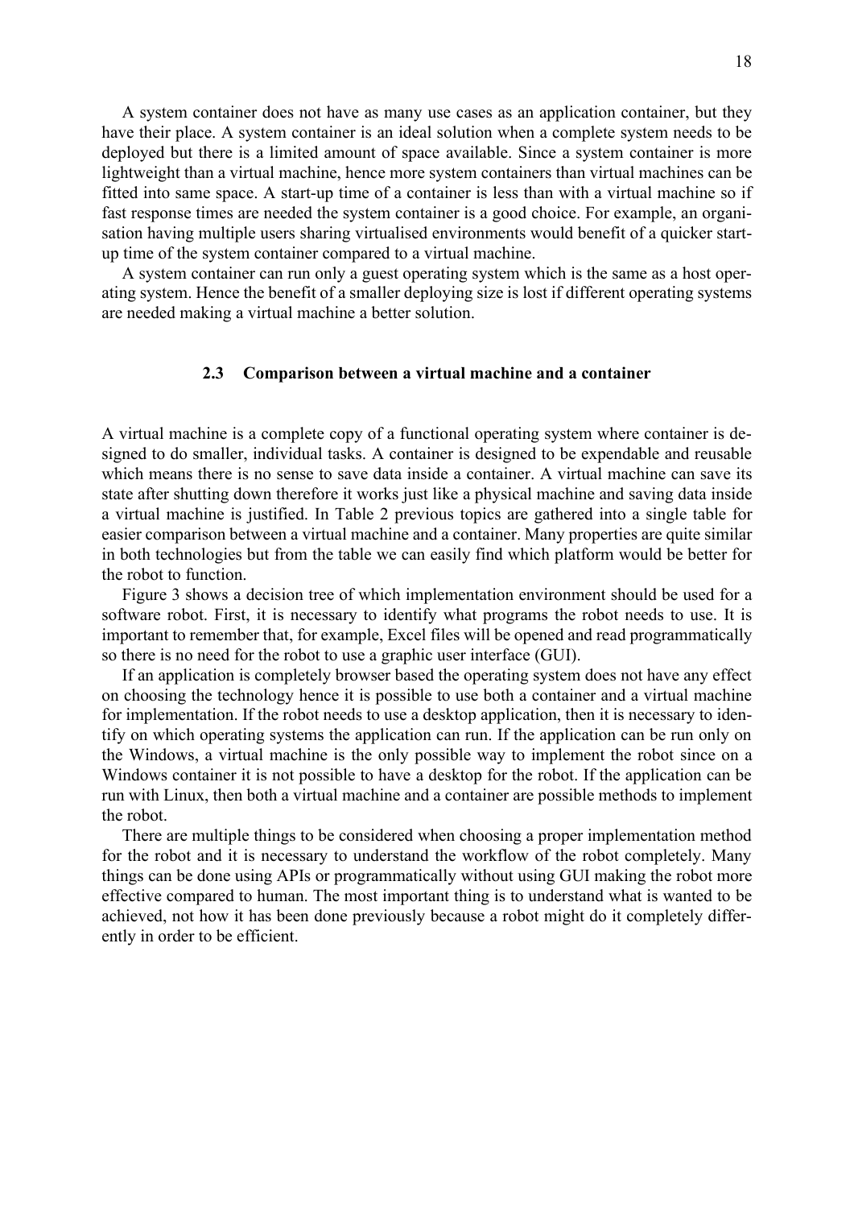A system container does not have as many use cases as an application container, but they have their place. A system container is an ideal solution when a complete system needs to be deployed but there is a limited amount of space available. Since a system container is more lightweight than a virtual machine, hence more system containers than virtual machines can be fitted into same space. A start-up time of a container is less than with a virtual machine so if fast response times are needed the system container is a good choice. For example, an organisation having multiple users sharing virtualised environments would benefit of a quicker start-up time of the system container compared to a virtual machine.

A system container can run only a guest operating system which is the same as a host operating system. Hence the benefit of a smaller deploying size is lost if different operating systems are needed making a virtual machine a better solution.

## 2.3 Comparison between a virtual machine and a container

A virtual machine is a complete copy of a functional operating system where container is designed to do smaller, individual tasks. A container is designed to be expendable and reusable which means there is no sense to save data inside a container. A virtual machine can save its state after shutting down therefore it works just like a physical machine and saving data inside a virtual machine is justified. In Table 2 previous topics are gathered into a single table for easier comparison between a virtual machine and a container. Many properties are quite similar in both technologies but from the table we can easily find which platform would be better for the robot to function.

Figure 3 shows a decision tree of which implementation environment should be used for a software robot. First, it is necessary to identify what programs the robot needs to use. It is important to remember that, for example, Excel files will be opened and read programmatically so there is no need for the robot to use a graphic user interface (GUI).

If an application is completely browser based the operating system does not have any effect on choosing the technology hence it is possible to use both a container and a virtual machine for implementation. If the robot needs to use a desktop application, then it is necessary to identify on which operating systems the application can run. If the application can be run only on the Windows, a virtual machine is the only possible way to implement the robot since on a Windows container it is not possible to have a desktop for the robot. If the application can be run with Linux, then both a virtual machine and a container are possible methods to implement the robot.

There are multiple things to be considered when choosing a proper implementation method for the robot and it is necessary to understand the workflow of the robot completely. Many things can be done using APIs or programmatically without using GUI making the robot more effective compared to human. The most important thing is to understand what is wanted to be achieved, not how it has been done previously because a robot might do it completely differently in order to be efficient.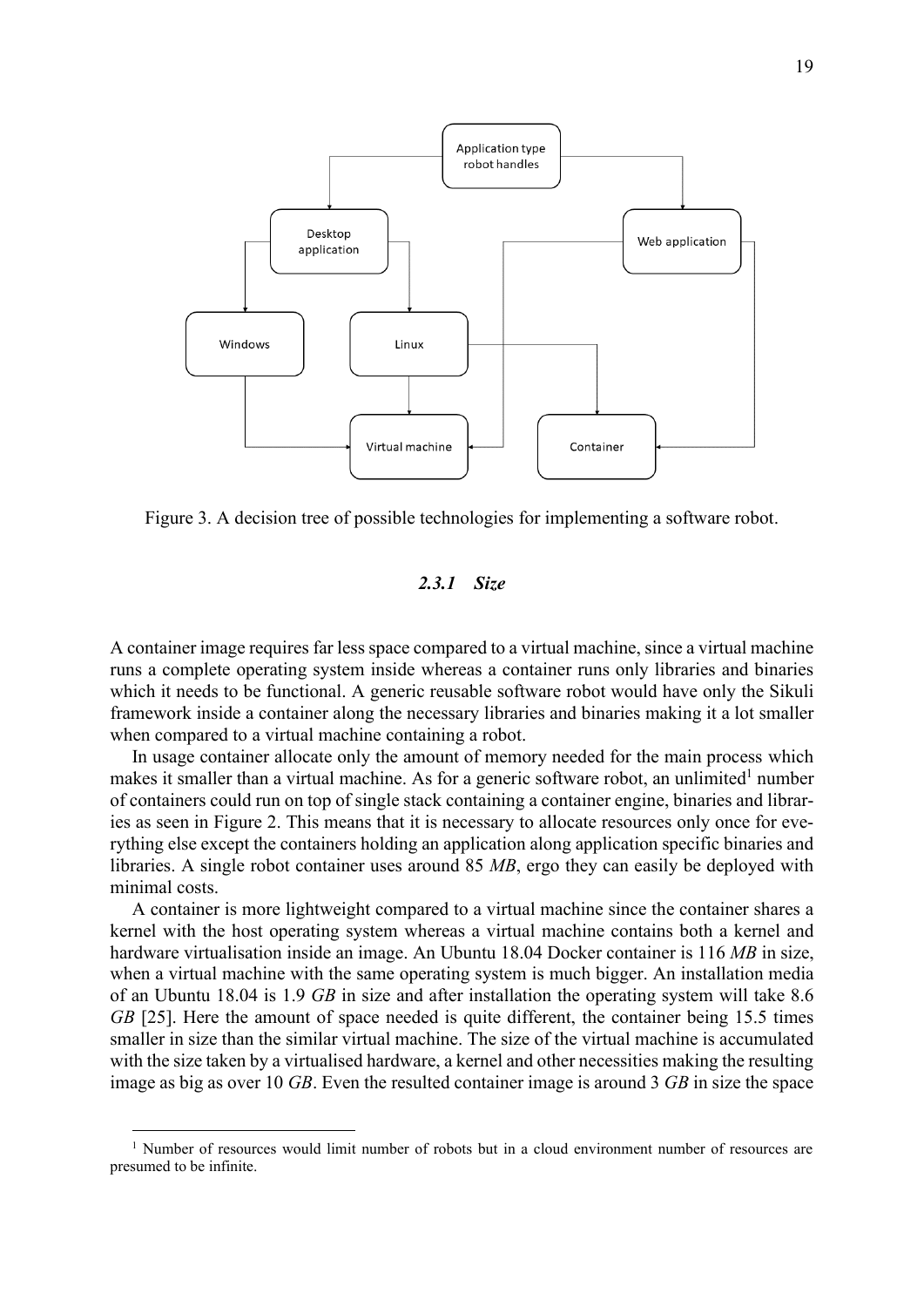Figure 3. A decision tree of possible technologies for implementing a software robot.

### 2.3.1 *Size*

A container image requires far less space compared to a virtual machine, since a virtual machine runs a complete operating system inside whereas a container runs only libraries and binaries which it needs to be functional. A generic reusable software robot would have only the Sikuli framework inside a container along the necessary libraries and binaries making it a lot smaller when compared to a virtual machine containing a robot.

In usage container allocate only the amount of memory needed for the main process which makes it smaller than a virtual machine. As for a generic software robot, an unlimited[1] number of containers could run on top of single stack containing a container engine, binaries and libraries as seen in Figure 2. This means that it is necessary to allocate resources only once for everything else except the containers holding an application along application specific binaries and libraries. A single robot container uses around 85 *MB*, ergo they can easily be deployed with minimal costs.

A container is more lightweight compared to a virtual machine since the container shares a kernel with the host operating system whereas a virtual machine contains both a kernel and hardware virtualisation inside an image. An Ubuntu 18.04 Docker container is 116 *MB* in size, when a virtual machine with the same operating system is much bigger. An installation media of an Ubuntu 18.04 is 1.9 *GB* in size and after installation the operating system will take 8.6 *GB* [25]. Here the amount of space needed is quite different, the container being 15.5 times smaller in size than the similar virtual machine. The size of the virtual machine is accumulated with the size taken by a virtualised hardware, a kernel and other necessities making the resulting image as big as over 10 *GB*. Even the resulted container image is around 3 *GB* in size the space

[1] Number of resources would limit number of robots but in a cloud environment number of resources are presumed to be infinite.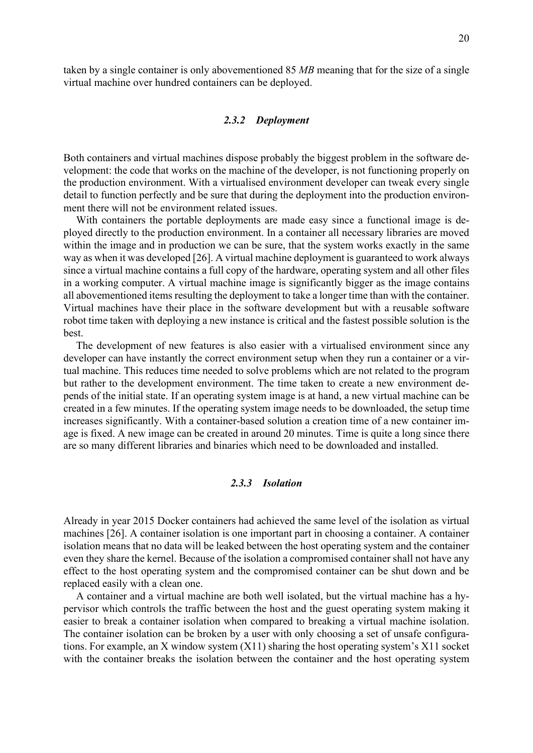taken by a single container is only abovementioned 85 *MB* meaning that for the size of a single virtual machine over hundred containers can be deployed.

### 2.3.2 Deployment

Both containers and virtual machines dispose probably the biggest problem in the software development: the code that works on the machine of the developer, is not functioning properly on the production environment. With a virtualised environment developer can tweak every single detail to function perfectly and be sure that during the deployment into the production environment there will not be environment related issues.

With containers the portable deployments are made easy since a functional image is deployed directly to the production environment. In a container all necessary libraries are moved within the image and in production we can be sure, that the system works exactly in the same way as when it was developed [26]. A virtual machine deployment is guaranteed to work always since a virtual machine contains a full copy of the hardware, operating system and all other files in a working computer. A virtual machine image is significantly bigger as the image contains all abovementioned items resulting the deployment to take a longer time than with the container. Virtual machines have their place in the software development but with a reusable software robot time taken with deploying a new instance is critical and the fastest possible solution is the best.

The development of new features is also easier with a virtualised environment since any developer can have instantly the correct environment setup when they run a container or a virtual machine. This reduces time needed to solve problems which are not related to the program but rather to the development environment. The time taken to create a new environment depends of the initial state. If an operating system image is at hand, a new virtual machine can be created in a few minutes. If the operating system image needs to be downloaded, the setup time increases significantly. With a container-based solution a creation time of a new container image is fixed. A new image can be created in around 20 minutes. Time is quite a long since there are so many different libraries and binaries which need to be downloaded and installed.

### 2.3.3 Isolation

Already in year 2015 Docker containers had achieved the same level of the isolation as virtual machines [26]. A container isolation is one important part in choosing a container. A container isolation means that no data will be leaked between the host operating system and the container even they share the kernel. Because of the isolation a compromised container shall not have any effect to the host operating system and the compromised container can be shut down and be replaced easily with a clean one.

A container and a virtual machine are both well isolated, but the virtual machine has a hypervisor which controls the traffic between the host and the guest operating system making it easier to break a container isolation when compared to breaking a virtual machine isolation. The container isolation can be broken by a user with only choosing a set of unsafe configurations. For example, an X window system (X11) sharing the host operating system's X11 socket with the container breaks the isolation between the container and the host operating system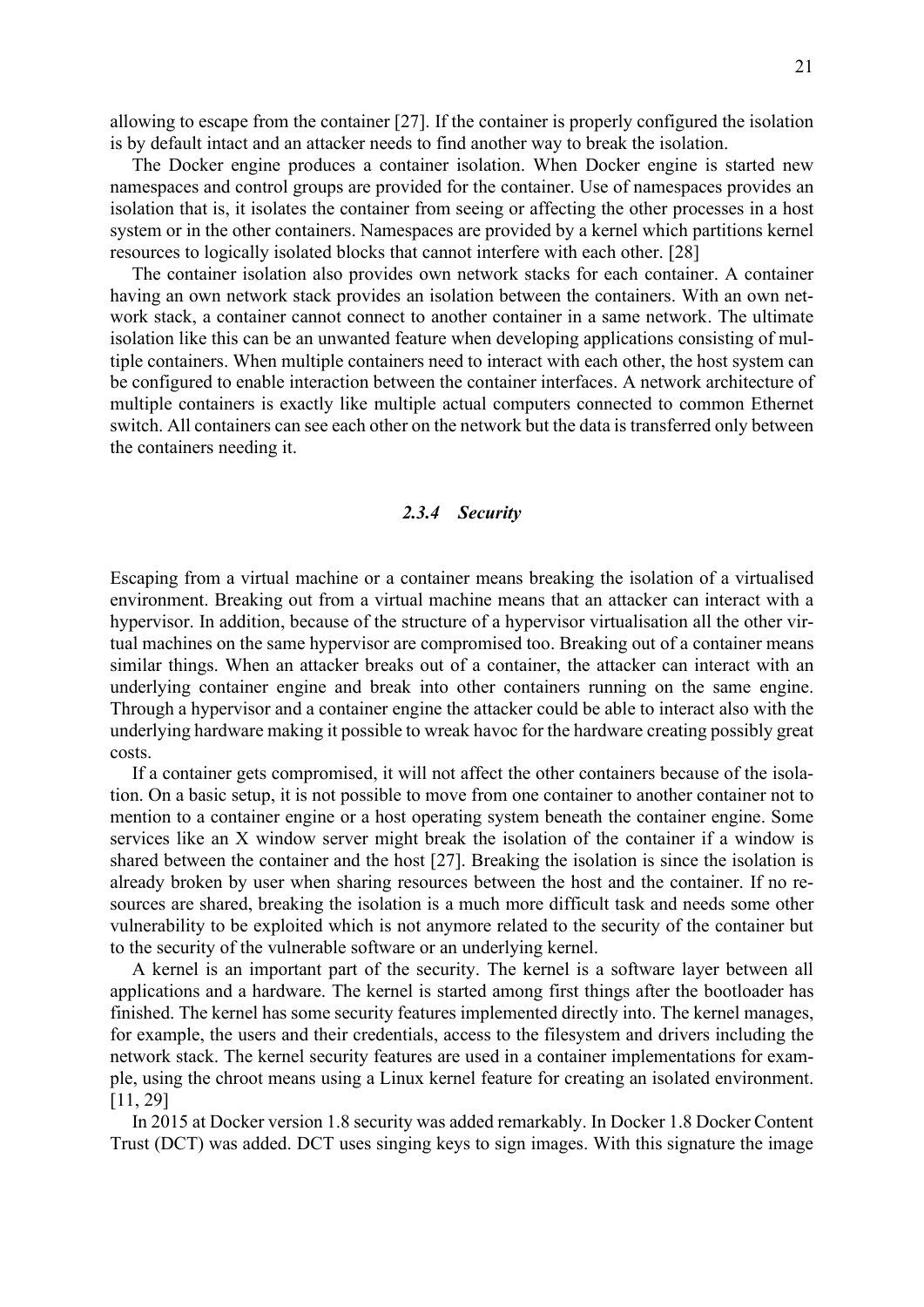allowing to escape from the container [27]. If the container is properly configured the isolation is by default intact and an attacker needs to find another way to break the isolation.

The Docker engine produces a container isolation. When Docker engine is started new namespaces and control groups are provided for the container. Use of namespaces provides an isolation that is, it isolates the container from seeing or affecting the other processes in a host system or in the other containers. Namespaces are provided by a kernel which partitions kernel resources to logically isolated blocks that cannot interfere with each other. [28]

The container isolation also provides own network stacks for each container. A container having an own network stack provides an isolation between the containers. With an own network stack, a container cannot connect to another container in a same network. The ultimate isolation like this can be an unwanted feature when developing applications consisting of multiple containers. When multiple containers need to interact with each other, the host system can be configured to enable interaction between the container interfaces. A network architecture of multiple containers is exactly like multiple actual computers connected to common Ethernet switch. All containers can see each other on the network but the data is transferred only between the containers needing it.

### *2.3.4 Security*

Escaping from a virtual machine or a container means breaking the isolation of a virtualised environment. Breaking out from a virtual machine means that an attacker can interact with a hypervisor. In addition, because of the structure of a hypervisor virtualisation all the other virtual machines on the same hypervisor are compromised too. Breaking out of a container means similar things. When an attacker breaks out of a container, the attacker can interact with an underlying container engine and break into other containers running on the same engine. Through a hypervisor and a container engine the attacker could be able to interact also with the underlying hardware making it possible to wreak havoc for the hardware creating possibly great costs.

If a container gets compromised, it will not affect the other containers because of the isolation. On a basic setup, it is not possible to move from one container to another container not to mention to a container engine or a host operating system beneath the container engine. Some services like an X window server might break the isolation of the container if a window is shared between the container and the host [27]. Breaking the isolation is since the isolation is already broken by user when sharing resources between the host and the container. If no resources are shared, breaking the isolation is a much more difficult task and needs some other vulnerability to be exploited which is not anymore related to the security of the container but to the security of the vulnerable software or an underlying kernel.

A kernel is an important part of the security. The kernel is a software layer between all applications and a hardware. The kernel is started among first things after the bootloader has finished. The kernel has some security features implemented directly into. The kernel manages, for example, the users and their credentials, access to the filesystem and drivers including the network stack. The kernel security features are used in a container implementations for example, using the chroot means using a Linux kernel feature for creating an isolated environment. [11, 29]

In 2015 at Docker version 1.8 security was added remarkably. In Docker 1.8 Docker Content Trust (DCT) was added. DCT uses singing keys to sign images. With this signature the image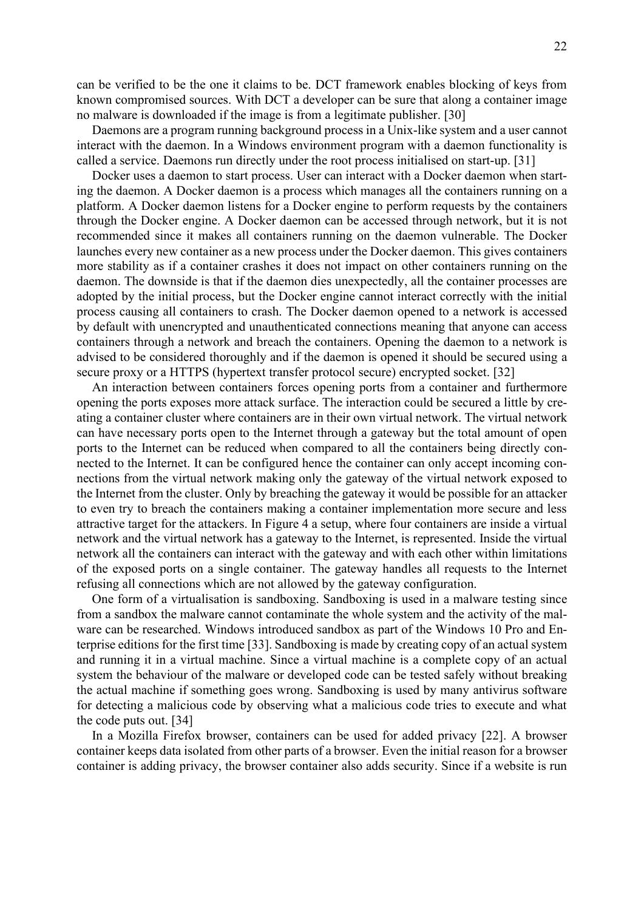can be verified to be the one it claims to be. DCT framework enables blocking of keys from known compromised sources. With DCT a developer can be sure that along a container image no malware is downloaded if the image is from a legitimate publisher. [30]

Daemons are a program running background process in a Unix-like system and a user cannot interact with the daemon. In a Windows environment program with a daemon functionality is called a service. Daemons run directly under the root process initialised on start-up. [31]

Docker uses a daemon to start process. User can interact with a Docker daemon when starting the daemon. A Docker daemon is a process which manages all the containers running on a platform. A Docker daemon listens for a Docker engine to perform requests by the containers through the Docker engine. A Docker daemon can be accessed through network, but it is not recommended since it makes all containers running on the daemon vulnerable. The Docker launches every new container as a new process under the Docker daemon. This gives containers more stability as if a container crashes it does not impact on other containers running on the daemon. The downside is that if the daemon dies unexpectedly, all the container processes are adopted by the initial process, but the Docker engine cannot interact correctly with the initial process causing all containers to crash. The Docker daemon opened to a network is accessed by default with unencrypted and unauthenticated connections meaning that anyone can access containers through a network and breach the containers. Opening the daemon to a network is advised to be considered thoroughly and if the daemon is opened it should be secured using a secure proxy or a HTTPS (hypertext transfer protocol secure) encrypted socket. [32]

An interaction between containers forces opening ports from a container and furthermore opening the ports exposes more attack surface. The interaction could be secured a little by creating a container cluster where containers are in their own virtual network. The virtual network can have necessary ports open to the Internet through a gateway but the total amount of open ports to the Internet can be reduced when compared to all the containers being directly connected to the Internet. It can be configured hence the container can only accept incoming connections from the virtual network making only the gateway of the virtual network exposed to the Internet from the cluster. Only by breaching the gateway it would be possible for an attacker to even try to breach the containers making a container implementation more secure and less attractive target for the attackers. In Figure 4 a setup, where four containers are inside a virtual network and the virtual network has a gateway to the Internet, is represented. Inside the virtual network all the containers can interact with the gateway and with each other within limitations of the exposed ports on a single container. The gateway handles all requests to the Internet refusing all connections which are not allowed by the gateway configuration.

One form of a virtualisation is sandboxing. Sandboxing is used in a malware testing since from a sandbox the malware cannot contaminate the whole system and the activity of the malware can be researched. Windows introduced sandbox as part of the Windows 10 Pro and Enterprise editions for the first time [33]. Sandboxing is made by creating copy of an actual system and running it in a virtual machine. Since a virtual machine is a complete copy of an actual system the behaviour of the malware or developed code can be tested safely without breaking the actual machine if something goes wrong. Sandboxing is used by many antivirus software for detecting a malicious code by observing what a malicious code tries to execute and what the code puts out. [34]

In a Mozilla Firefox browser, containers can be used for added privacy [22]. A browser container keeps data isolated from other parts of a browser. Even the initial reason for a browser container is adding privacy, the browser container also adds security. Since if a website is run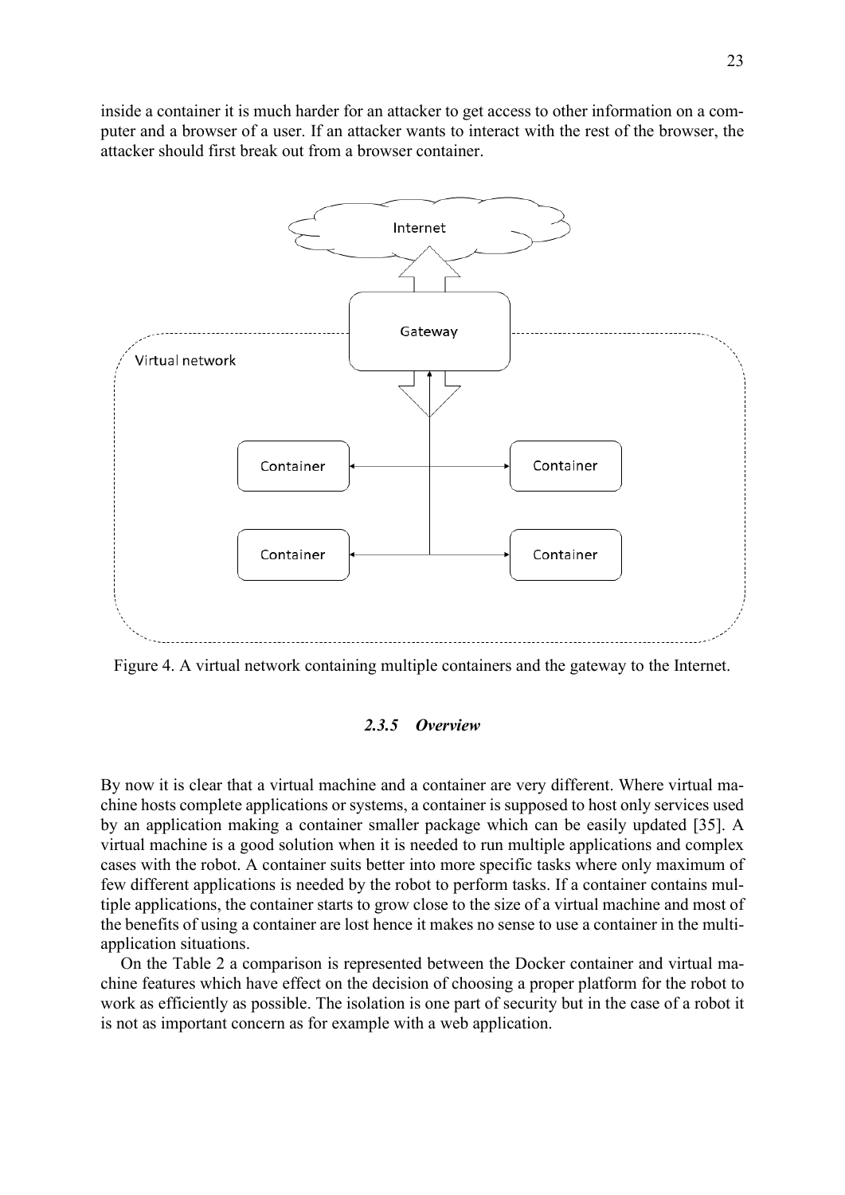inside a container it is much harder for an attacker to get access to other information on a computer and a browser of a user. If an attacker wants to interact with the rest of the browser, the attacker should first break out from a browser container.

Figure 4. A virtual network containing multiple containers and the gateway to the Internet.

### *2.3.5 Overview*

By now it is clear that a virtual machine and a container are very different. Where virtual machine hosts complete applications or systems, a container is supposed to host only services used by an application making a container smaller package which can be easily updated [35]. A virtual machine is a good solution when it is needed to run multiple applications and complex cases with the robot. A container suits better into more specific tasks where only maximum of few different applications is needed by the robot to perform tasks. If a container contains multiple applications, the container starts to grow close to the size of a virtual machine and most of the benefits of using a container are lost hence it makes no sense to use a container in the multi-application situations.

On the Table 2 a comparison is represented between the Docker container and virtual machine features which have effect on the decision of choosing a proper platform for the robot to work as efficiently as possible. The isolation is one part of security but in the case of a robot it is not as important concern as for example with a web application.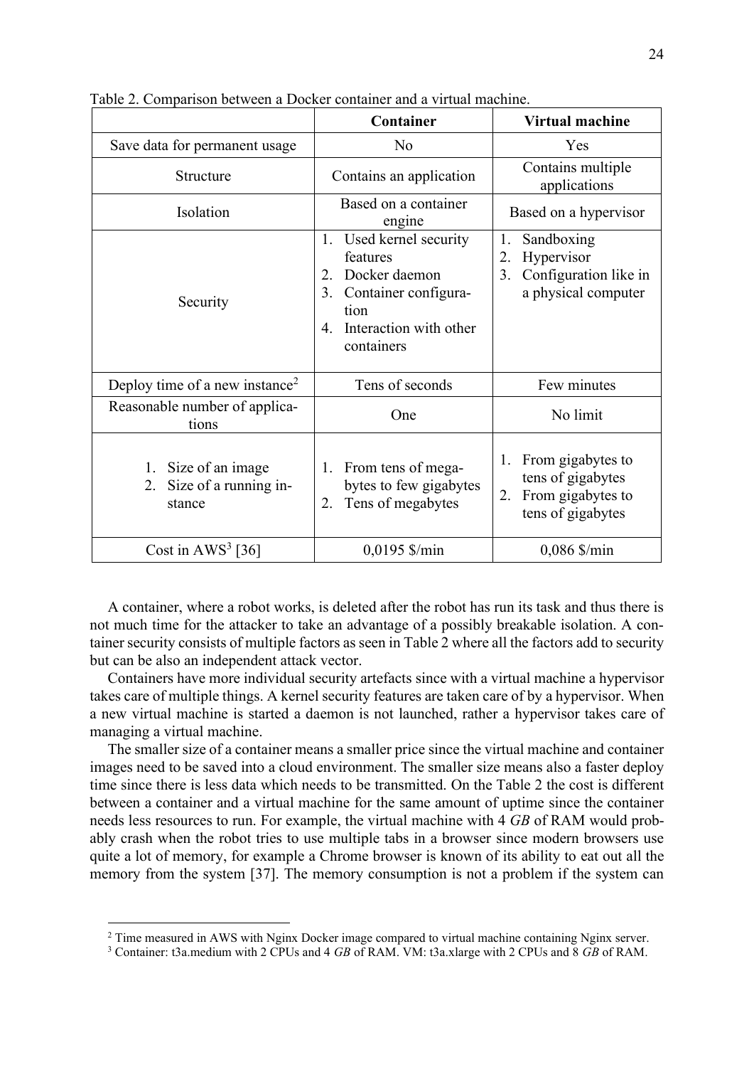Table 2. Comparison between a Docker container and a virtual machine.

| | **Container** | **Virtual machine** |
|---|---|---|
| Save data for permanent usage | No | Yes |
| Structure | Contains an application | Contains multiple applications |
| Isolation | Based on a container engine | Based on a hypervisor |
| Security | 1. Used kernel security features<br>2. Docker daemon<br>3. Container configuration<br>4. Interaction with other containers | 1. Sandboxing<br>2. Hypervisor<br>3. Configuration like in a physical computer |
| Deploy time of a new instance[2] | Tens of seconds | Few minutes |
| Reasonable number of applications | One | No limit |
| 1. Size of an image<br>2. Size of a running instance | 1. From tens of megabytes to few gigabytes<br>2. Tens of megabytes | 1. From gigabytes to tens of gigabytes<br>2. From gigabytes to tens of gigabytes |
| Cost in AWS[3] [36] | 0,0195 $/min | 0,086 $/min |

A container, where a robot works, is deleted after the robot has run its task and thus there is not much time for the attacker to take an advantage of a possibly breakable isolation. A container security consists of multiple factors as seen in Table 2 where all the factors add to security but can be also an independent attack vector.

Containers have more individual security artefacts since with a virtual machine a hypervisor takes care of multiple things. A kernel security features are taken care of by a hypervisor. When a new virtual machine is started a daemon is not launched, rather a hypervisor takes care of managing a virtual machine.

The smaller size of a container means a smaller price since the virtual machine and container images need to be saved into a cloud environment. The smaller size means also a faster deploy time since there is less data which needs to be transmitted. On the Table 2 the cost is different between a container and a virtual machine for the same amount of uptime since the container needs less resources to run. For example, the virtual machine with 4 *GB* of RAM would probably crash when the robot tries to use multiple tabs in a browser since modern browsers use quite a lot of memory, for example a Chrome browser is known of its ability to eat out all the memory from the system [37]. The memory consumption is not a problem if the system can

[2] Time measured in AWS with Nginx Docker image compared to virtual machine containing Nginx server.

[3] Container: t3a.medium with 2 CPUs and 4 *GB* of RAM. VM: t3a.xlarge with 2 CPUs and 8 *GB* of RAM.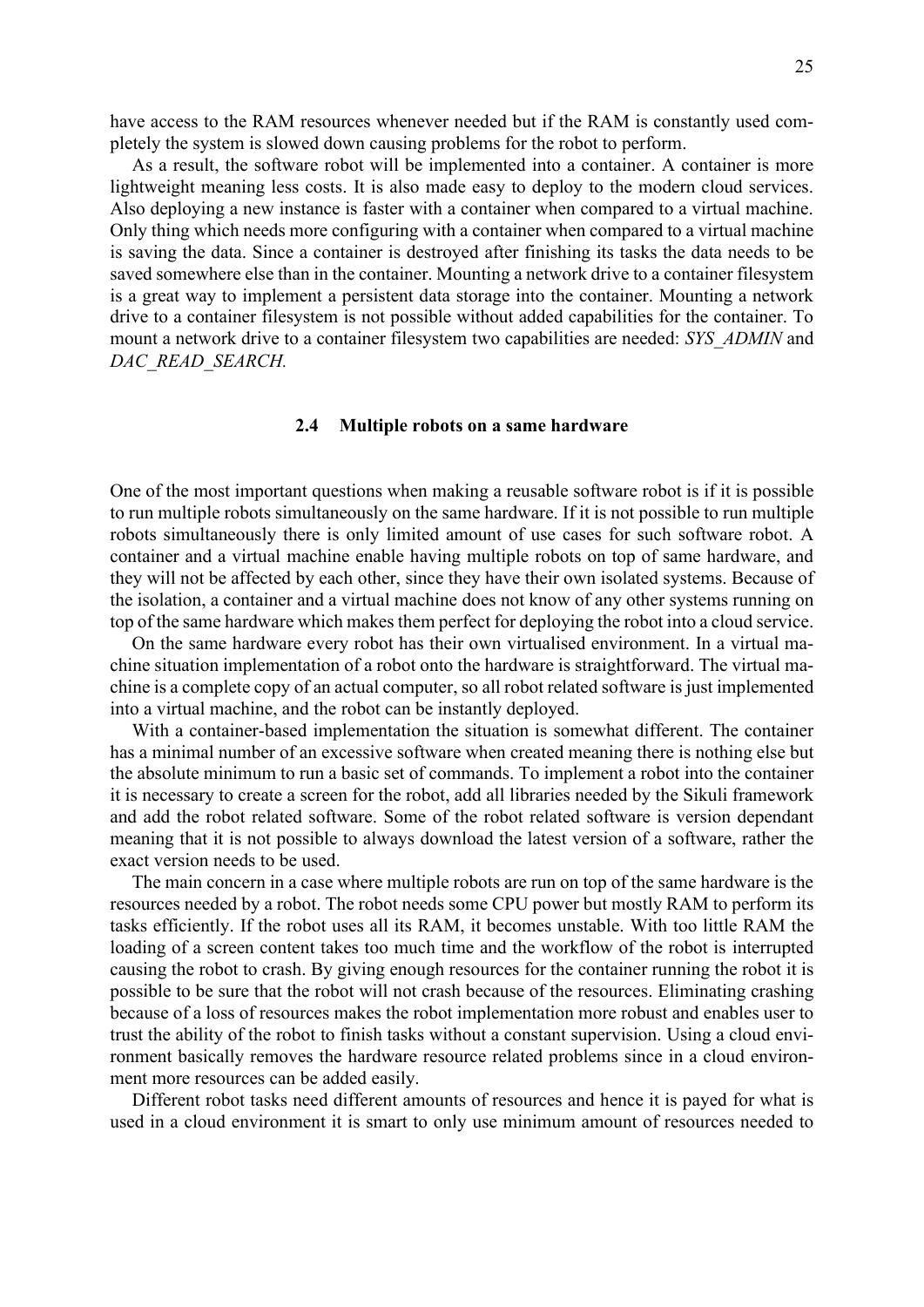have access to the RAM resources whenever needed but if the RAM is constantly used completely the system is slowed down causing problems for the robot to perform.

As a result, the software robot will be implemented into a container. A container is more lightweight meaning less costs. It is also made easy to deploy to the modern cloud services. Also deploying a new instance is faster with a container when compared to a virtual machine. Only thing which needs more configuring with a container when compared to a virtual machine is saving the data. Since a container is destroyed after finishing its tasks the data needs to be saved somewhere else than in the container. Mounting a network drive to a container filesystem is a great way to implement a persistent data storage into the container. Mounting a network drive to a container filesystem is not possible without added capabilities for the container. To mount a network drive to a container filesystem two capabilities are needed: *SYS_ADMIN* and *DAC_READ_SEARCH.*

### 2.4 Multiple robots on a same hardware

One of the most important questions when making a reusable software robot is if it is possible to run multiple robots simultaneously on the same hardware. If it is not possible to run multiple robots simultaneously there is only limited amount of use cases for such software robot. A container and a virtual machine enable having multiple robots on top of same hardware, and they will not be affected by each other, since they have their own isolated systems. Because of the isolation, a container and a virtual machine does not know of any other systems running on top of the same hardware which makes them perfect for deploying the robot into a cloud service.

On the same hardware every robot has their own virtualised environment. In a virtual machine situation implementation of a robot onto the hardware is straightforward. The virtual machine is a complete copy of an actual computer, so all robot related software is just implemented into a virtual machine, and the robot can be instantly deployed.

With a container-based implementation the situation is somewhat different. The container has a minimal number of an excessive software when created meaning there is nothing else but the absolute minimum to run a basic set of commands. To implement a robot into the container it is necessary to create a screen for the robot, add all libraries needed by the Sikuli framework and add the robot related software. Some of the robot related software is version dependant meaning that it is not possible to always download the latest version of a software, rather the exact version needs to be used.

The main concern in a case where multiple robots are run on top of the same hardware is the resources needed by a robot. The robot needs some CPU power but mostly RAM to perform its tasks efficiently. If the robot uses all its RAM, it becomes unstable. With too little RAM the loading of a screen content takes too much time and the workflow of the robot is interrupted causing the robot to crash. By giving enough resources for the container running the robot it is possible to be sure that the robot will not crash because of the resources. Eliminating crashing because of a loss of resources makes the robot implementation more robust and enables user to trust the ability of the robot to finish tasks without a constant supervision. Using a cloud environment basically removes the hardware resource related problems since in a cloud environment more resources can be added easily.

Different robot tasks need different amounts of resources and hence it is payed for what is used in a cloud environment it is smart to only use minimum amount of resources needed to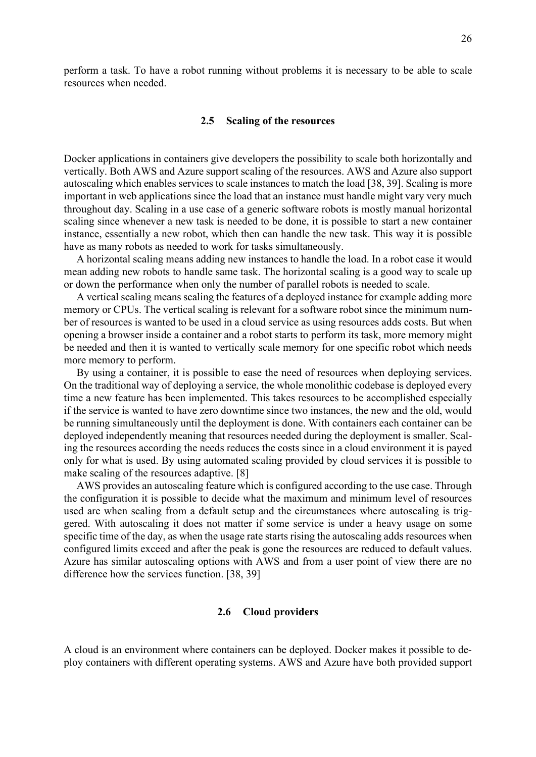perform a task. To have a robot running without problems it is necessary to be able to scale resources when needed.

### 2.5 Scaling of the resources

Docker applications in containers give developers the possibility to scale both horizontally and vertically. Both AWS and Azure support scaling of the resources. AWS and Azure also support autoscaling which enables services to scale instances to match the load [38, 39]. Scaling is more important in web applications since the load that an instance must handle might vary very much throughout day. Scaling in a use case of a generic software robots is mostly manual horizontal scaling since whenever a new task is needed to be done, it is possible to start a new container instance, essentially a new robot, which then can handle the new task. This way it is possible have as many robots as needed to work for tasks simultaneously.

A horizontal scaling means adding new instances to handle the load. In a robot case it would mean adding new robots to handle same task. The horizontal scaling is a good way to scale up or down the performance when only the number of parallel robots is needed to scale.

A vertical scaling means scaling the features of a deployed instance for example adding more memory or CPUs. The vertical scaling is relevant for a software robot since the minimum number of resources is wanted to be used in a cloud service as using resources adds costs. But when opening a browser inside a container and a robot starts to perform its task, more memory might be needed and then it is wanted to vertically scale memory for one specific robot which needs more memory to perform.

By using a container, it is possible to ease the need of resources when deploying services. On the traditional way of deploying a service, the whole monolithic codebase is deployed every time a new feature has been implemented. This takes resources to be accomplished especially if the service is wanted to have zero downtime since two instances, the new and the old, would be running simultaneously until the deployment is done. With containers each container can be deployed independently meaning that resources needed during the deployment is smaller. Scaling the resources according the needs reduces the costs since in a cloud environment it is payed only for what is used. By using automated scaling provided by cloud services it is possible to make scaling of the resources adaptive. [8]

AWS provides an autoscaling feature which is configured according to the use case. Through the configuration it is possible to decide what the maximum and minimum level of resources used are when scaling from a default setup and the circumstances where autoscaling is triggered. With autoscaling it does not matter if some service is under a heavy usage on some specific time of the day, as when the usage rate starts rising the autoscaling adds resources when configured limits exceed and after the peak is gone the resources are reduced to default values. Azure has similar autoscaling options with AWS and from a user point of view there are no difference how the services function. [38, 39]

### 2.6 Cloud providers

A cloud is an environment where containers can be deployed. Docker makes it possible to deploy containers with different operating systems. AWS and Azure have both provided support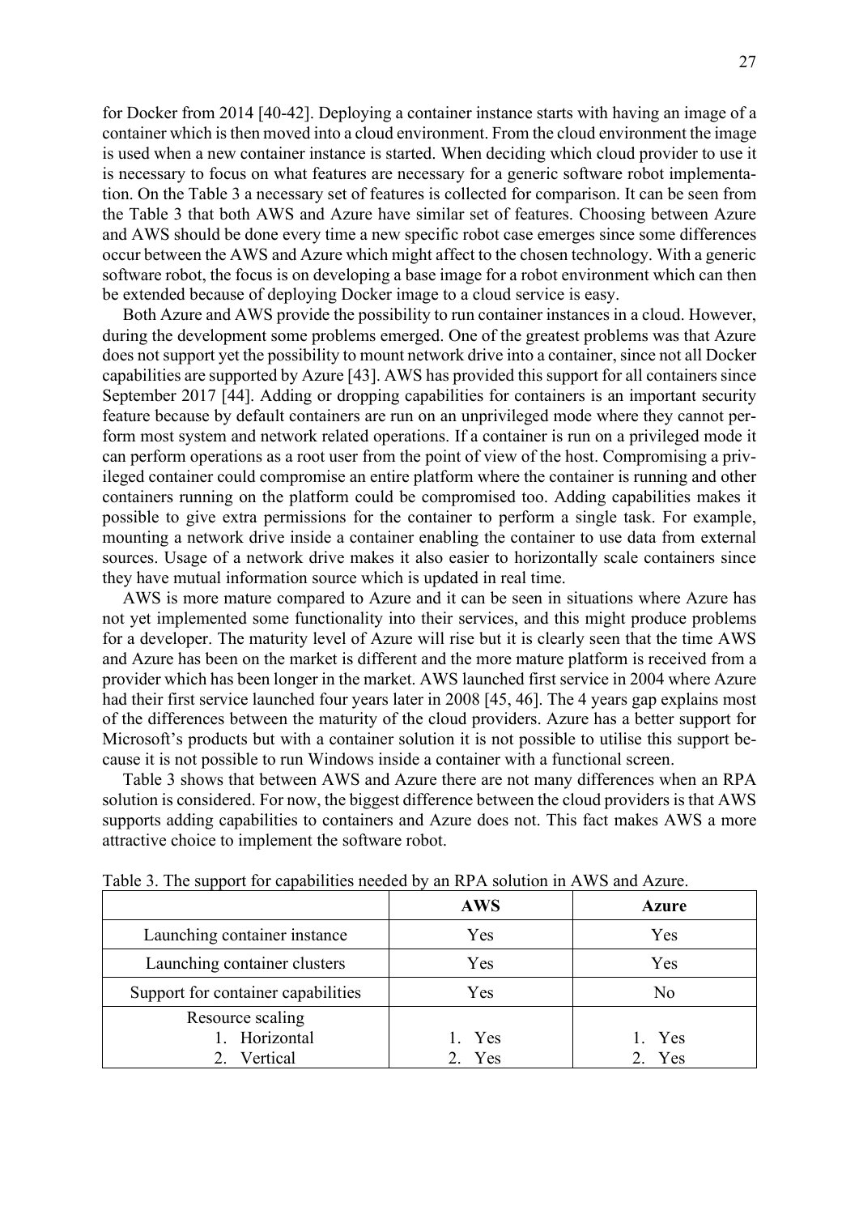for Docker from 2014 [40-42]. Deploying a container instance starts with having an image of a container which is then moved into a cloud environment. From the cloud environment the image is used when a new container instance is started. When deciding which cloud provider to use it is necessary to focus on what features are necessary for a generic software robot implementation. On the Table 3 a necessary set of features is collected for comparison. It can be seen from the Table 3 that both AWS and Azure have similar set of features. Choosing between Azure and AWS should be done every time a new specific robot case emerges since some differences occur between the AWS and Azure which might affect to the chosen technology. With a generic software robot, the focus is on developing a base image for a robot environment which can then be extended because of deploying Docker image to a cloud service is easy.

Both Azure and AWS provide the possibility to run container instances in a cloud. However, during the development some problems emerged. One of the greatest problems was that Azure does not support yet the possibility to mount network drive into a container, since not all Docker capabilities are supported by Azure [43]. AWS has provided this support for all containers since September 2017 [44]. Adding or dropping capabilities for containers is an important security feature because by default containers are run on an unprivileged mode where they cannot perform most system and network related operations. If a container is run on a privileged mode it can perform operations as a root user from the point of view of the host. Compromising a privileged container could compromise an entire platform where the container is running and other containers running on the platform could be compromised too. Adding capabilities makes it possible to give extra permissions for the container to perform a single task. For example, mounting a network drive inside a container enabling the container to use data from external sources. Usage of a network drive makes it also easier to horizontally scale containers since they have mutual information source which is updated in real time.

AWS is more mature compared to Azure and it can be seen in situations where Azure has not yet implemented some functionality into their services, and this might produce problems for a developer. The maturity level of Azure will rise but it is clearly seen that the time AWS and Azure has been on the market is different and the more mature platform is received from a provider which has been longer in the market. AWS launched first service in 2004 where Azure had their first service launched four years later in 2008 [45, 46]. The 4 years gap explains most of the differences between the maturity of the cloud providers. Azure has a better support for Microsoft's products but with a container solution it is not possible to utilise this support because it is not possible to run Windows inside a container with a functional screen.

Table 3 shows that between AWS and Azure there are not many differences when an RPA solution is considered. For now, the biggest difference between the cloud providers is that AWS supports adding capabilities to containers and Azure does not. This fact makes AWS a more attractive choice to implement the software robot.

Table 3. The support for capabilities needed by an RPA solution in AWS and Azure.

| | AWS | Azure |
|---|---|---|
| Launching container instance | Yes | Yes |
| Launching container clusters | Yes | Yes |
| Support for container capabilities | Yes | No |
| Resource scaling<br>1. Horizontal<br>2. Vertical | <br>1. Yes<br>2. Yes | <br>1. Yes<br>2. Yes |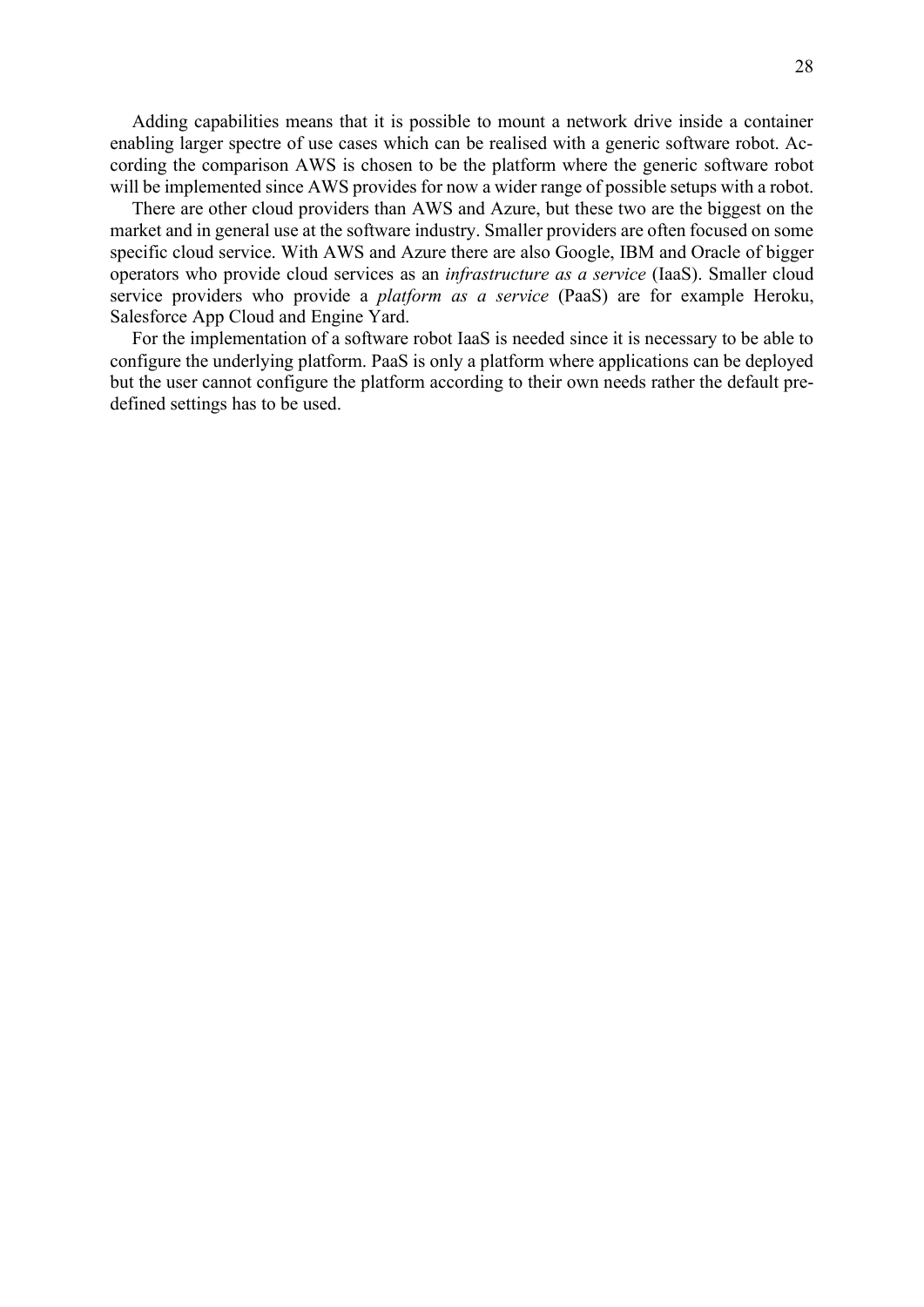Adding capabilities means that it is possible to mount a network drive inside a container enabling larger spectre of use cases which can be realised with a generic software robot. According the comparison AWS is chosen to be the platform where the generic software robot will be implemented since AWS provides for now a wider range of possible setups with a robot.

There are other cloud providers than AWS and Azure, but these two are the biggest on the market and in general use at the software industry. Smaller providers are often focused on some specific cloud service. With AWS and Azure there are also Google, IBM and Oracle of bigger operators who provide cloud services as an *infrastructure as a service* (IaaS). Smaller cloud service providers who provide a *platform as a service* (PaaS) are for example Heroku, Salesforce App Cloud and Engine Yard.

For the implementation of a software robot IaaS is needed since it is necessary to be able to configure the underlying platform. PaaS is only a platform where applications can be deployed but the user cannot configure the platform according to their own needs rather the default predefined settings has to be used.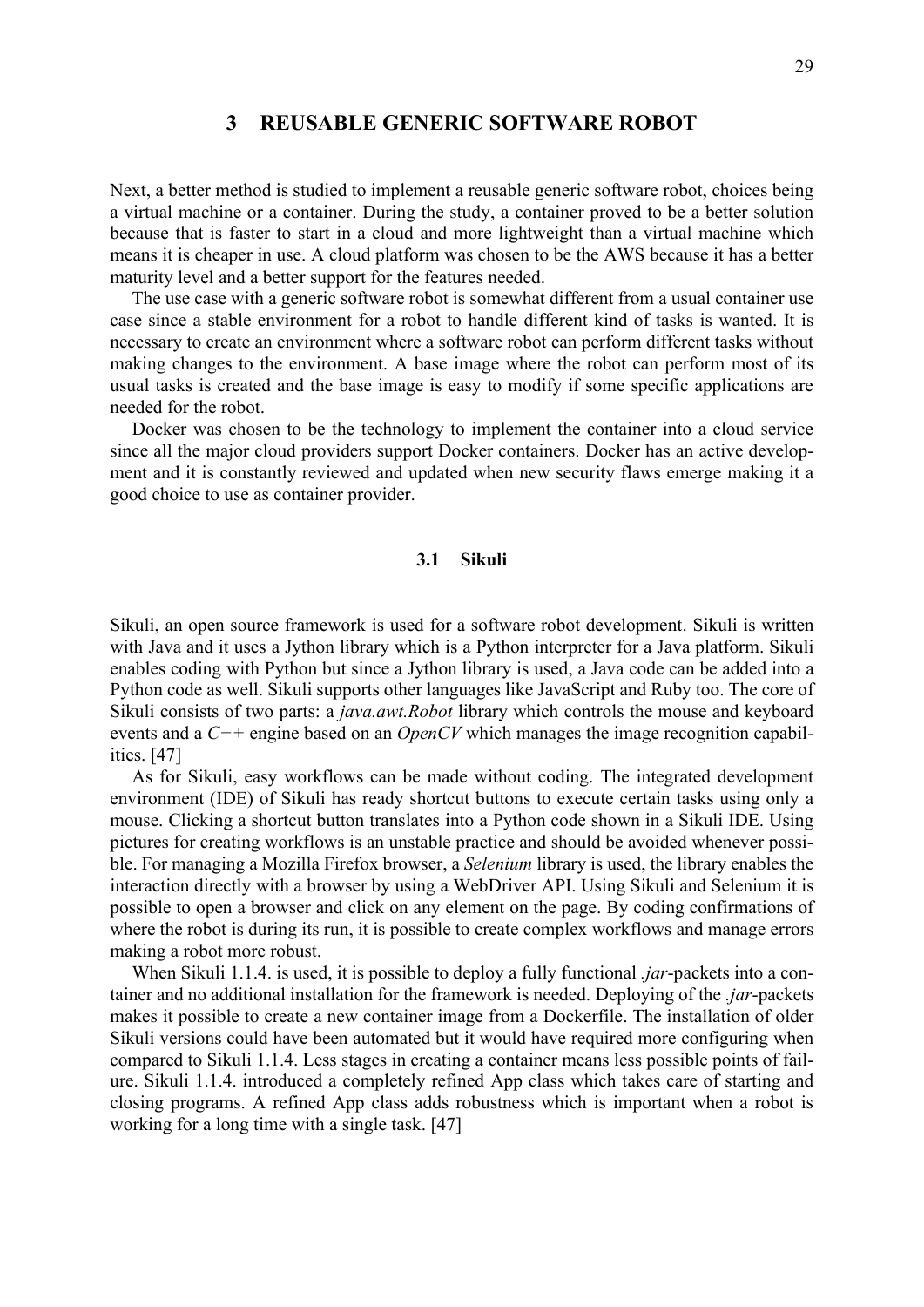# 3 REUSABLE GENERIC SOFTWARE ROBOT

Next, a better method is studied to implement a reusable generic software robot, choices being a virtual machine or a container. During the study, a container proved to be a better solution because that is faster to start in a cloud and more lightweight than a virtual machine which means it is cheaper in use. A cloud platform was chosen to be the AWS because it has a better maturity level and a better support for the features needed.

The use case with a generic software robot is somewhat different from a usual container use case since a stable environment for a robot to handle different kind of tasks is wanted. It is necessary to create an environment where a software robot can perform different tasks without making changes to the environment. A base image where the robot can perform most of its usual tasks is created and the base image is easy to modify if some specific applications are needed for the robot.

Docker was chosen to be the technology to implement the container into a cloud service since all the major cloud providers support Docker containers. Docker has an active development and it is constantly reviewed and updated when new security flaws emerge making it a good choice to use as container provider.

## 3.1 Sikuli

Sikuli, an open source framework is used for a software robot development. Sikuli is written with Java and it uses a Jython library which is a Python interpreter for a Java platform. Sikuli enables coding with Python but since a Jython library is used, a Java code can be added into a Python code as well. Sikuli supports other languages like JavaScript and Ruby too. The core of Sikuli consists of two parts: a *java.awt.Robot* library which controls the mouse and keyboard events and a *C++* engine based on an *OpenCV* which manages the image recognition capabilities. [47]

As for Sikuli, easy workflows can be made without coding. The integrated development environment (IDE) of Sikuli has ready shortcut buttons to execute certain tasks using only a mouse. Clicking a shortcut button translates into a Python code shown in a Sikuli IDE. Using pictures for creating workflows is an unstable practice and should be avoided whenever possible. For managing a Mozilla Firefox browser, a *Selenium* library is used, the library enables the interaction directly with a browser by using a WebDriver API. Using Sikuli and Selenium it is possible to open a browser and click on any element on the page. By coding confirmations of where the robot is during its run, it is possible to create complex workflows and manage errors making a robot more robust.

When Sikuli 1.1.4. is used, it is possible to deploy a fully functional *.jar*-packets into a container and no additional installation for the framework is needed. Deploying of the *.jar*-packets makes it possible to create a new container image from a Dockerfile. The installation of older Sikuli versions could have been automated but it would have required more configuring when compared to Sikuli 1.1.4. Less stages in creating a container means less possible points of failure. Sikuli 1.1.4. introduced a completely refined App class which takes care of starting and closing programs. A refined App class adds robustness which is important when a robot is working for a long time with a single task. [47]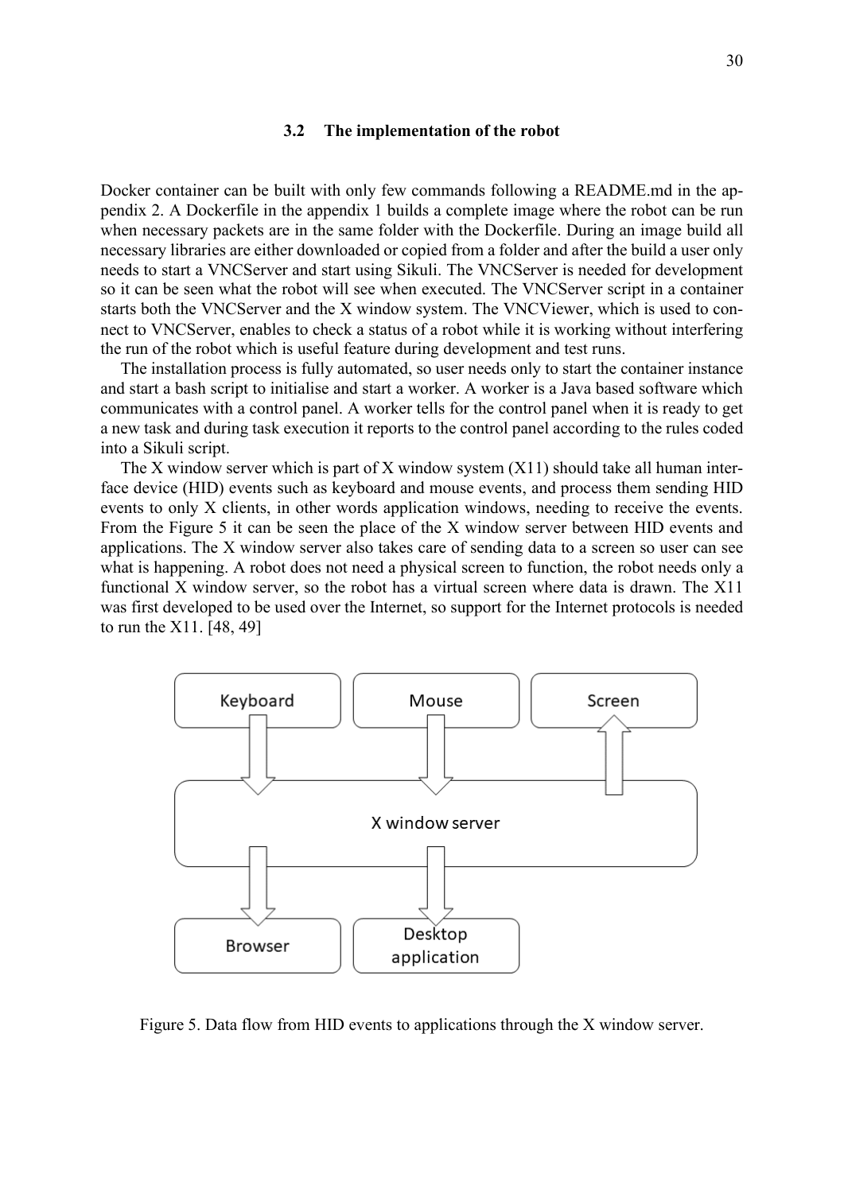### 3.2 The implementation of the robot

Docker container can be built with only few commands following a README.md in the appendix 2. A Dockerfile in the appendix 1 builds a complete image where the robot can be run when necessary packets are in the same folder with the Dockerfile. During an image build all necessary libraries are either downloaded or copied from a folder and after the build a user only needs to start a VNCServer and start using Sikuli. The VNCServer is needed for development so it can be seen what the robot will see when executed. The VNCServer script in a container starts both the VNCServer and the X window system. The VNCViewer, which is used to connect to VNCServer, enables to check a status of a robot while it is working without interfering the run of the robot which is useful feature during development and test runs.

The installation process is fully automated, so user needs only to start the container instance and start a bash script to initialise and start a worker. A worker is a Java based software which communicates with a control panel. A worker tells for the control panel when it is ready to get a new task and during task execution it reports to the control panel according to the rules coded into a Sikuli script.

The X window server which is part of X window system (X11) should take all human interface device (HID) events such as keyboard and mouse events, and process them sending HID events to only X clients, in other words application windows, needing to receive the events. From the Figure 5 it can be seen the place of the X window server between HID events and applications. The X window server also takes care of sending data to a screen so user can see what is happening. A robot does not need a physical screen to function, the robot needs only a functional X window server, so the robot has a virtual screen where data is drawn. The X11 was first developed to be used over the Internet, so support for the Internet protocols is needed to run the X11. [48, 49]

Figure 5. Data flow from HID events to applications through the X window server.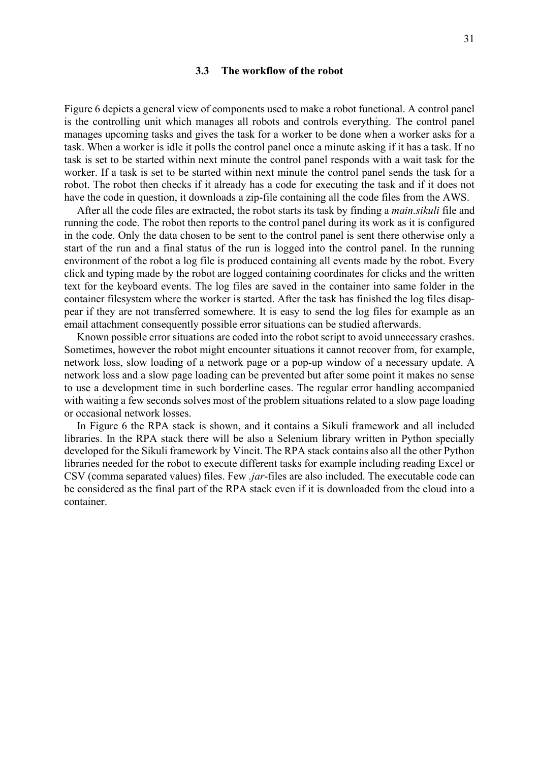### 3.3 The workflow of the robot

Figure 6 depicts a general view of components used to make a robot functional. A control panel is the controlling unit which manages all robots and controls everything. The control panel manages upcoming tasks and gives the task for a worker to be done when a worker asks for a task. When a worker is idle it polls the control panel once a minute asking if it has a task. If no task is set to be started within next minute the control panel responds with a wait task for the worker. If a task is set to be started within next minute the control panel sends the task for a robot. The robot then checks if it already has a code for executing the task and if it does not have the code in question, it downloads a zip-file containing all the code files from the AWS.

After all the code files are extracted, the robot starts its task by finding a *main.sikuli* file and running the code. The robot then reports to the control panel during its work as it is configured in the code. Only the data chosen to be sent to the control panel is sent there otherwise only a start of the run and a final status of the run is logged into the control panel. In the running environment of the robot a log file is produced containing all events made by the robot. Every click and typing made by the robot are logged containing coordinates for clicks and the written text for the keyboard events. The log files are saved in the container into same folder in the container filesystem where the worker is started. After the task has finished the log files disappear if they are not transferred somewhere. It is easy to send the log files for example as an email attachment consequently possible error situations can be studied afterwards.

Known possible error situations are coded into the robot script to avoid unnecessary crashes. Sometimes, however the robot might encounter situations it cannot recover from, for example, network loss, slow loading of a network page or a pop-up window of a necessary update. A network loss and a slow page loading can be prevented but after some point it makes no sense to use a development time in such borderline cases. The regular error handling accompanied with waiting a few seconds solves most of the problem situations related to a slow page loading or occasional network losses.

In Figure 6 the RPA stack is shown, and it contains a Sikuli framework and all included libraries. In the RPA stack there will be also a Selenium library written in Python specially developed for the Sikuli framework by Vincit. The RPA stack contains also all the other Python libraries needed for the robot to execute different tasks for example including reading Excel or CSV (comma separated values) files. Few *.jar*-files are also included. The executable code can be considered as the final part of the RPA stack even if it is downloaded from the cloud into a container.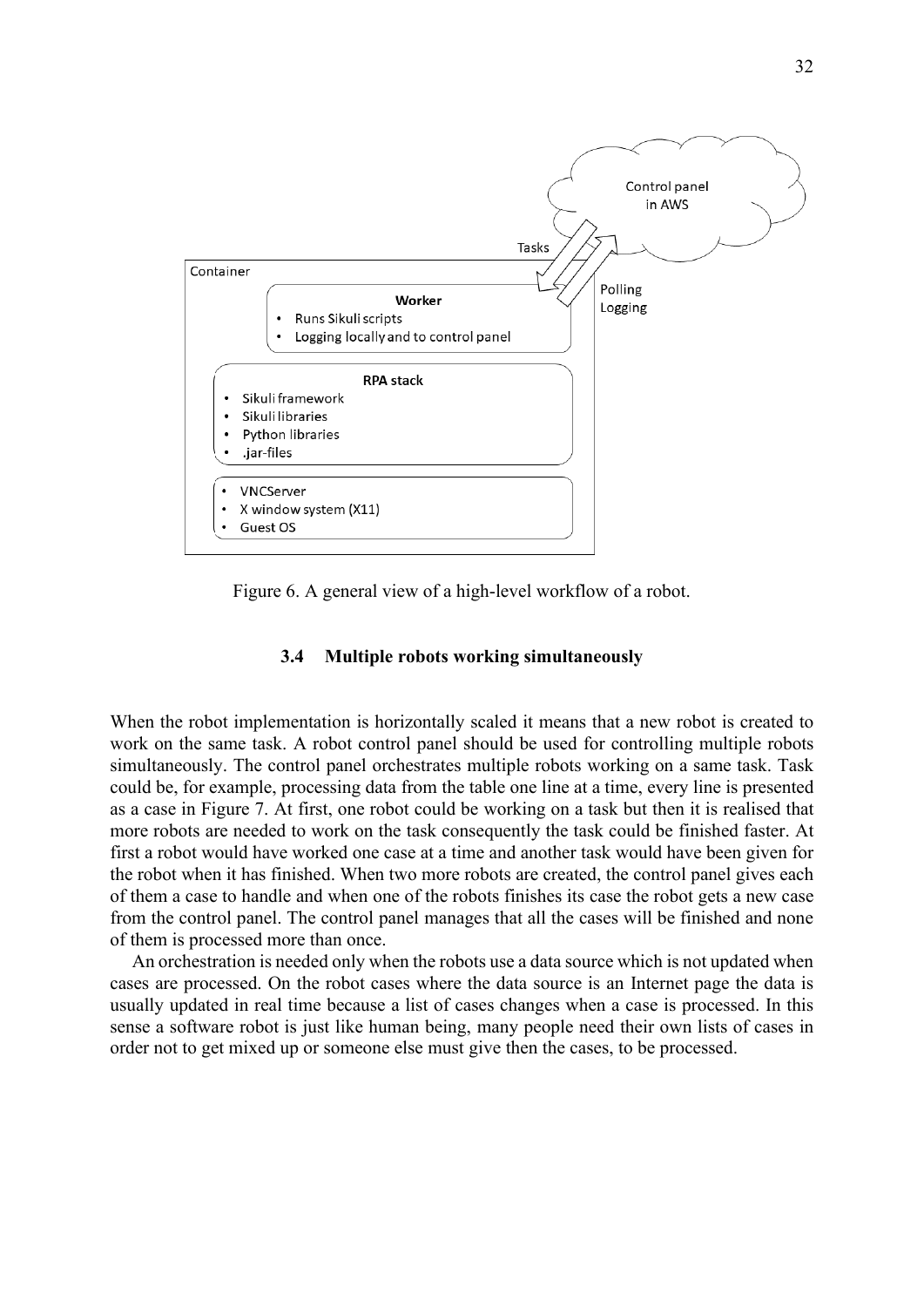Figure 6. A general view of a high-level workflow of a robot.

### 3.4 Multiple robots working simultaneously

When the robot implementation is horizontally scaled it means that a new robot is created to work on the same task. A robot control panel should be used for controlling multiple robots simultaneously. The control panel orchestrates multiple robots working on a same task. Task could be, for example, processing data from the table one line at a time, every line is presented as a case in Figure 7. At first, one robot could be working on a task but then it is realised that more robots are needed to work on the task consequently the task could be finished faster. At first a robot would have worked one case at a time and another task would have been given for the robot when it has finished. When two more robots are created, the control panel gives each of them a case to handle and when one of the robots finishes its case the robot gets a new case from the control panel. The control panel manages that all the cases will be finished and none of them is processed more than once.

An orchestration is needed only when the robots use a data source which is not updated when cases are processed. On the robot cases where the data source is an Internet page the data is usually updated in real time because a list of cases changes when a case is processed. In this sense a software robot is just like human being, many people need their own lists of cases in order not to get mixed up or someone else must give then the cases, to be processed.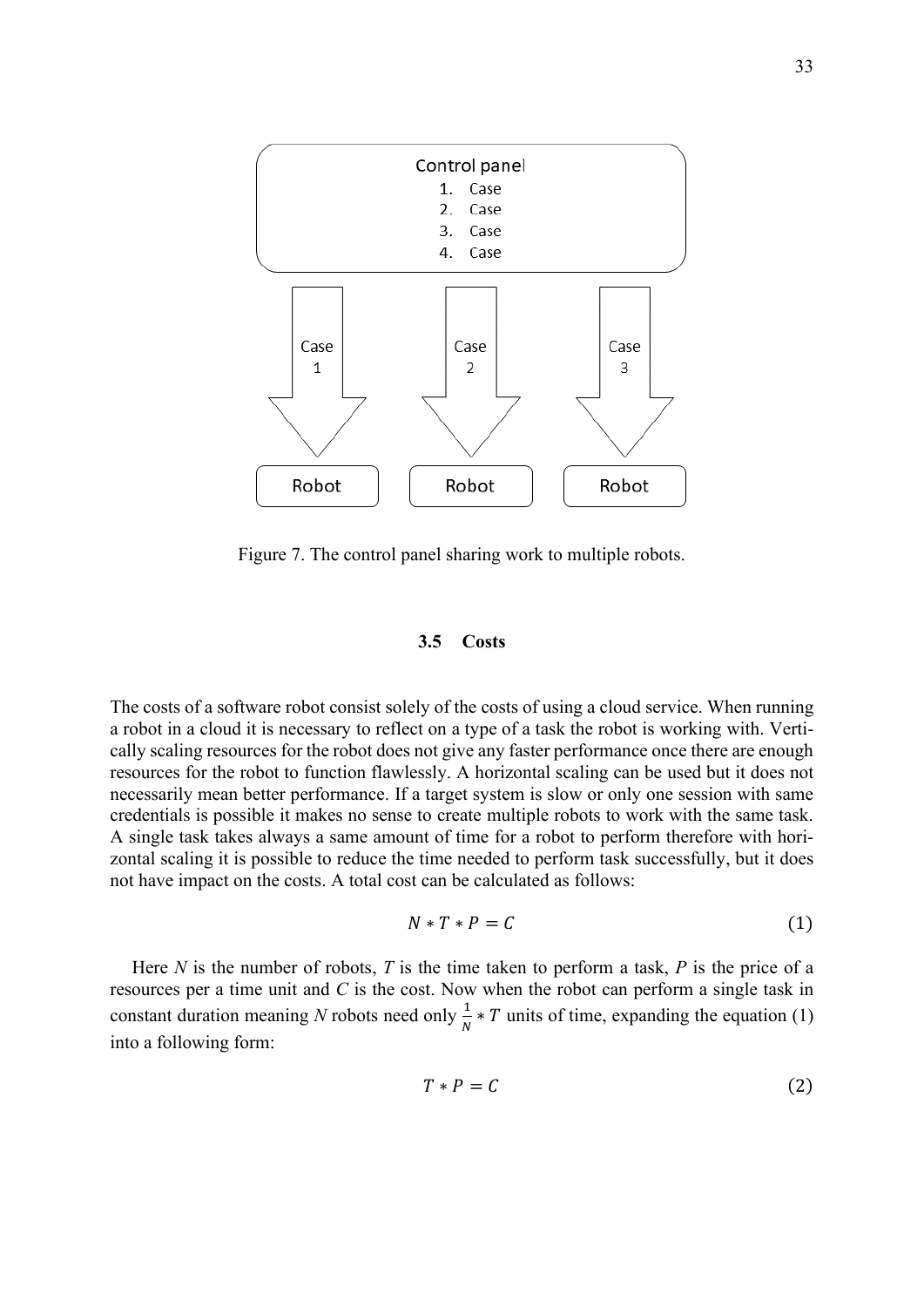Figure 7. The control panel sharing work to multiple robots.

### 3.5 Costs

The costs of a software robot consist solely of the costs of using a cloud service. When running a robot in a cloud it is necessary to reflect on a type of a task the robot is working with. Vertically scaling resources for the robot does not give any faster performance once there are enough resources for the robot to function flawlessly. A horizontal scaling can be used but it does not necessarily mean better performance. If a target system is slow or only one session with same credentials is possible it makes no sense to create multiple robots to work with the same task. A single task takes always a same amount of time for a robot to perform therefore with horizontal scaling it is possible to reduce the time needed to perform task successfully, but it does not have impact on the costs. A total cost can be calculated as follows:

$$N * T * P = C \tag{1}$$

Here *N* is the number of robots, *T* is the time taken to perform a task, *P* is the price of a resources per a time unit and *C* is the cost. Now when the robot can perform a single task in constant duration meaning *N* robots need only $\frac{1}{N} * T$ units of time, expanding the equation (1) into a following form:

$$T * P = C \tag{2}$$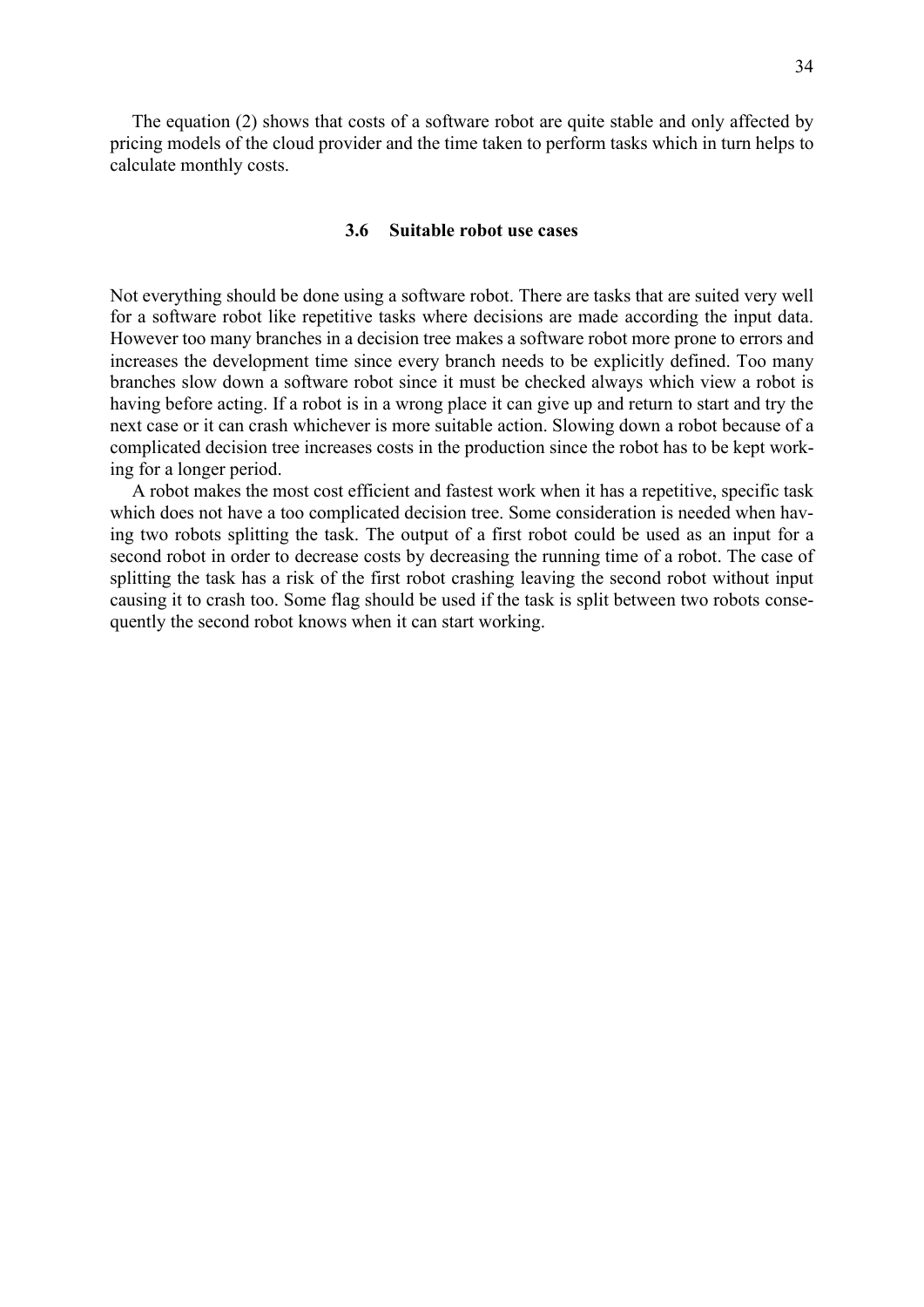The equation (2) shows that costs of a software robot are quite stable and only affected by pricing models of the cloud provider and the time taken to perform tasks which in turn helps to calculate monthly costs.

### 3.6 Suitable robot use cases

Not everything should be done using a software robot. There are tasks that are suited very well for a software robot like repetitive tasks where decisions are made according the input data. However too many branches in a decision tree makes a software robot more prone to errors and increases the development time since every branch needs to be explicitly defined. Too many branches slow down a software robot since it must be checked always which view a robot is having before acting. If a robot is in a wrong place it can give up and return to start and try the next case or it can crash whichever is more suitable action. Slowing down a robot because of a complicated decision tree increases costs in the production since the robot has to be kept working for a longer period.

A robot makes the most cost efficient and fastest work when it has a repetitive, specific task which does not have a too complicated decision tree. Some consideration is needed when having two robots splitting the task. The output of a first robot could be used as an input for a second robot in order to decrease costs by decreasing the running time of a robot. The case of splitting the task has a risk of the first robot crashing leaving the second robot without input causing it to crash too. Some flag should be used if the task is split between two robots consequently the second robot knows when it can start working.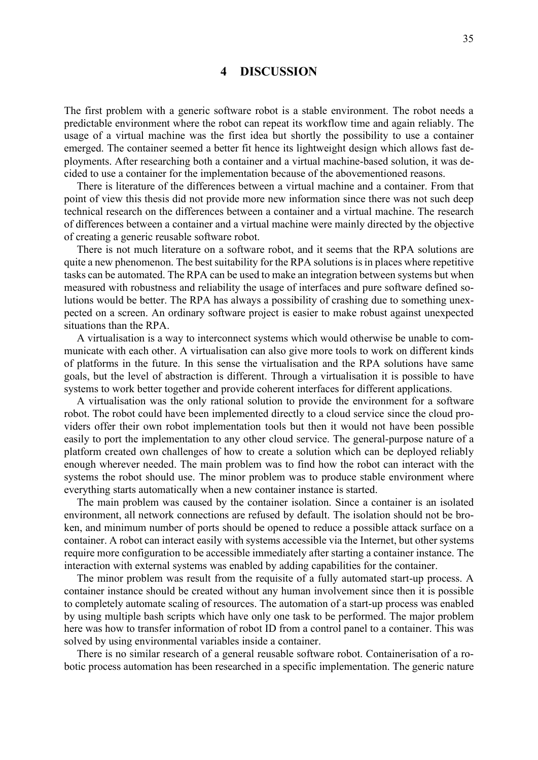# 4 DISCUSSION

The first problem with a generic software robot is a stable environment. The robot needs a predictable environment where the robot can repeat its workflow time and again reliably. The usage of a virtual machine was the first idea but shortly the possibility to use a container emerged. The container seemed a better fit hence its lightweight design which allows fast deployments. After researching both a container and a virtual machine-based solution, it was decided to use a container for the implementation because of the abovementioned reasons.

There is literature of the differences between a virtual machine and a container. From that point of view this thesis did not provide more new information since there was not such deep technical research on the differences between a container and a virtual machine. The research of differences between a container and a virtual machine were mainly directed by the objective of creating a generic reusable software robot.

There is not much literature on a software robot, and it seems that the RPA solutions are quite a new phenomenon. The best suitability for the RPA solutions is in places where repetitive tasks can be automated. The RPA can be used to make an integration between systems but when measured with robustness and reliability the usage of interfaces and pure software defined solutions would be better. The RPA has always a possibility of crashing due to something unexpected on a screen. An ordinary software project is easier to make robust against unexpected situations than the RPA.

A virtualisation is a way to interconnect systems which would otherwise be unable to communicate with each other. A virtualisation can also give more tools to work on different kinds of platforms in the future. In this sense the virtualisation and the RPA solutions have same goals, but the level of abstraction is different. Through a virtualisation it is possible to have systems to work better together and provide coherent interfaces for different applications.

A virtualisation was the only rational solution to provide the environment for a software robot. The robot could have been implemented directly to a cloud service since the cloud providers offer their own robot implementation tools but then it would not have been possible easily to port the implementation to any other cloud service. The general-purpose nature of a platform created own challenges of how to create a solution which can be deployed reliably enough wherever needed. The main problem was to find how the robot can interact with the systems the robot should use. The minor problem was to produce stable environment where everything starts automatically when a new container instance is started.

The main problem was caused by the container isolation. Since a container is an isolated environment, all network connections are refused by default. The isolation should not be broken, and minimum number of ports should be opened to reduce a possible attack surface on a container. A robot can interact easily with systems accessible via the Internet, but other systems require more configuration to be accessible immediately after starting a container instance. The interaction with external systems was enabled by adding capabilities for the container.

The minor problem was result from the requisite of a fully automated start-up process. A container instance should be created without any human involvement since then it is possible to completely automate scaling of resources. The automation of a start-up process was enabled by using multiple bash scripts which have only one task to be performed. The major problem here was how to transfer information of robot ID from a control panel to a container. This was solved by using environmental variables inside a container.

There is no similar research of a general reusable software robot. Containerisation of a robotic process automation has been researched in a specific implementation. The generic nature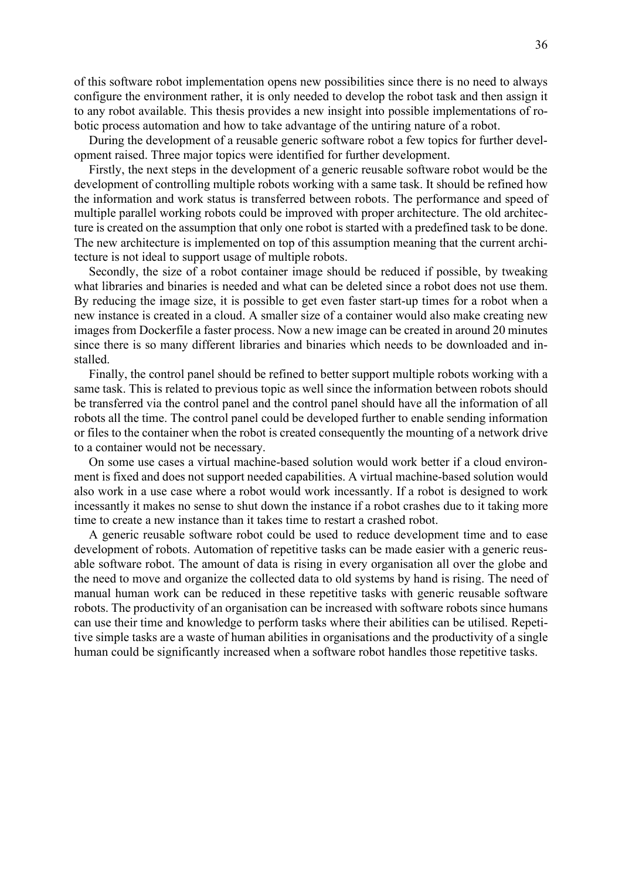of this software robot implementation opens new possibilities since there is no need to always configure the environment rather, it is only needed to develop the robot task and then assign it to any robot available. This thesis provides a new insight into possible implementations of robotic process automation and how to take advantage of the untiring nature of a robot.

During the development of a reusable generic software robot a few topics for further development raised. Three major topics were identified for further development.

Firstly, the next steps in the development of a generic reusable software robot would be the development of controlling multiple robots working with a same task. It should be refined how the information and work status is transferred between robots. The performance and speed of multiple parallel working robots could be improved with proper architecture. The old architecture is created on the assumption that only one robot is started with a predefined task to be done. The new architecture is implemented on top of this assumption meaning that the current architecture is not ideal to support usage of multiple robots.

Secondly, the size of a robot container image should be reduced if possible, by tweaking what libraries and binaries is needed and what can be deleted since a robot does not use them. By reducing the image size, it is possible to get even faster start-up times for a robot when a new instance is created in a cloud. A smaller size of a container would also make creating new images from Dockerfile a faster process. Now a new image can be created in around 20 minutes since there is so many different libraries and binaries which needs to be downloaded and installed.

Finally, the control panel should be refined to better support multiple robots working with a same task. This is related to previous topic as well since the information between robots should be transferred via the control panel and the control panel should have all the information of all robots all the time. The control panel could be developed further to enable sending information or files to the container when the robot is created consequently the mounting of a network drive to a container would not be necessary.

On some use cases a virtual machine-based solution would work better if a cloud environment is fixed and does not support needed capabilities. A virtual machine-based solution would also work in a use case where a robot would work incessantly. If a robot is designed to work incessantly it makes no sense to shut down the instance if a robot crashes due to it taking more time to create a new instance than it takes time to restart a crashed robot.

A generic reusable software robot could be used to reduce development time and to ease development of robots. Automation of repetitive tasks can be made easier with a generic reusable software robot. The amount of data is rising in every organisation all over the globe and the need to move and organize the collected data to old systems by hand is rising. The need of manual human work can be reduced in these repetitive tasks with generic reusable software robots. The productivity of an organisation can be increased with software robots since humans can use their time and knowledge to perform tasks where their abilities can be utilised. Repetitive simple tasks are a waste of human abilities in organisations and the productivity of a single human could be significantly increased when a software robot handles those repetitive tasks.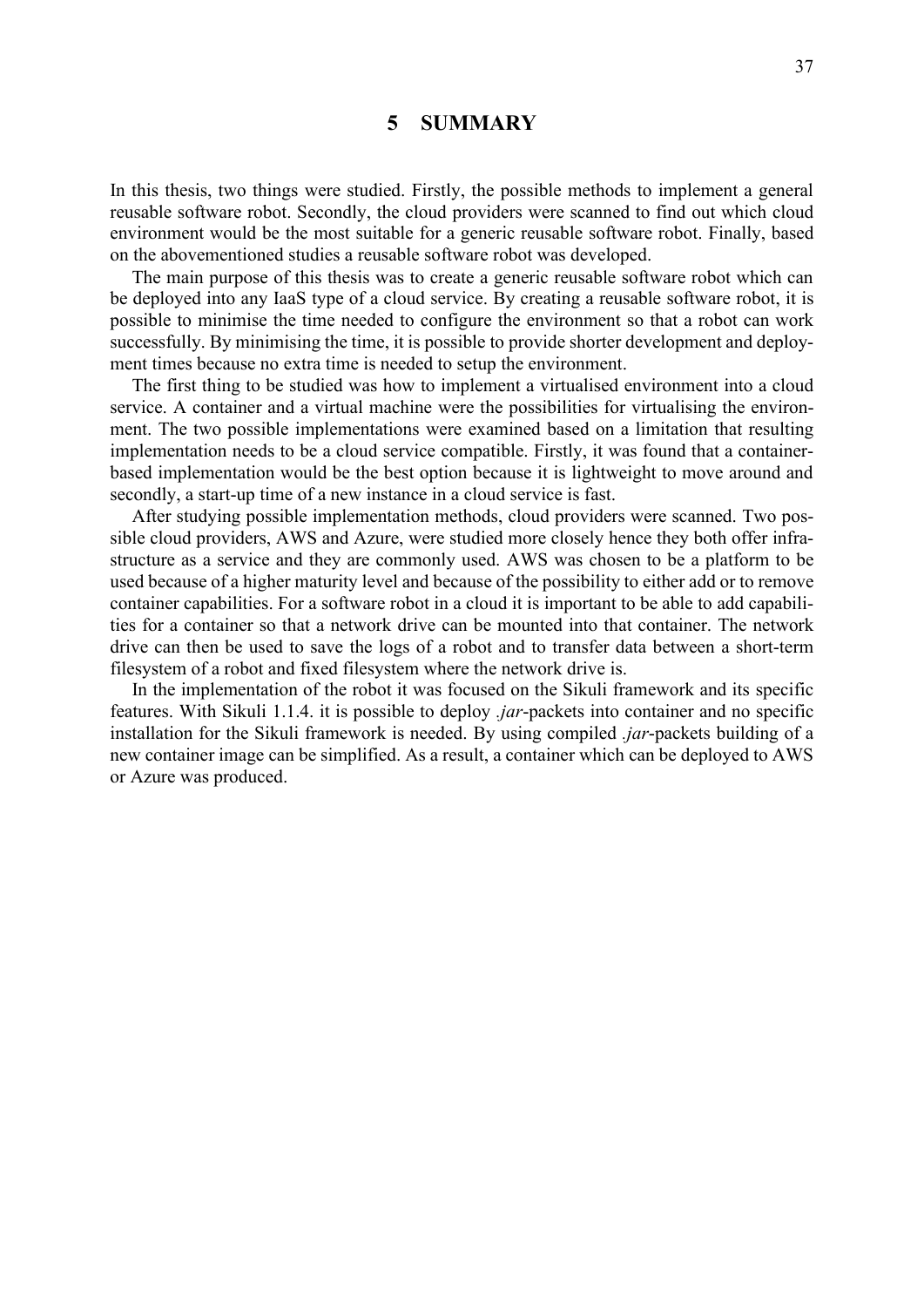# 5 SUMMARY

In this thesis, two things were studied. Firstly, the possible methods to implement a general reusable software robot. Secondly, the cloud providers were scanned to find out which cloud environment would be the most suitable for a generic reusable software robot. Finally, based on the abovementioned studies a reusable software robot was developed.

The main purpose of this thesis was to create a generic reusable software robot which can be deployed into any IaaS type of a cloud service. By creating a reusable software robot, it is possible to minimise the time needed to configure the environment so that a robot can work successfully. By minimising the time, it is possible to provide shorter development and deployment times because no extra time is needed to setup the environment.

The first thing to be studied was how to implement a virtualised environment into a cloud service. A container and a virtual machine were the possibilities for virtualising the environment. The two possible implementations were examined based on a limitation that resulting implementation needs to be a cloud service compatible. Firstly, it was found that a container-based implementation would be the best option because it is lightweight to move around and secondly, a start-up time of a new instance in a cloud service is fast.

After studying possible implementation methods, cloud providers were scanned. Two possible cloud providers, AWS and Azure, were studied more closely hence they both offer infrastructure as a service and they are commonly used. AWS was chosen to be a platform to be used because of a higher maturity level and because of the possibility to either add or to remove container capabilities. For a software robot in a cloud it is important to be able to add capabilities for a container so that a network drive can be mounted into that container. The network drive can then be used to save the logs of a robot and to transfer data between a short-term filesystem of a robot and fixed filesystem where the network drive is.

In the implementation of the robot it was focused on the Sikuli framework and its specific features. With Sikuli 1.1.4. it is possible to deploy *.jar*-packets into container and no specific installation for the Sikuli framework is needed. By using compiled *.jar*-packets building of a new container image can be simplified. As a result, a container which can be deployed to AWS or Azure was produced.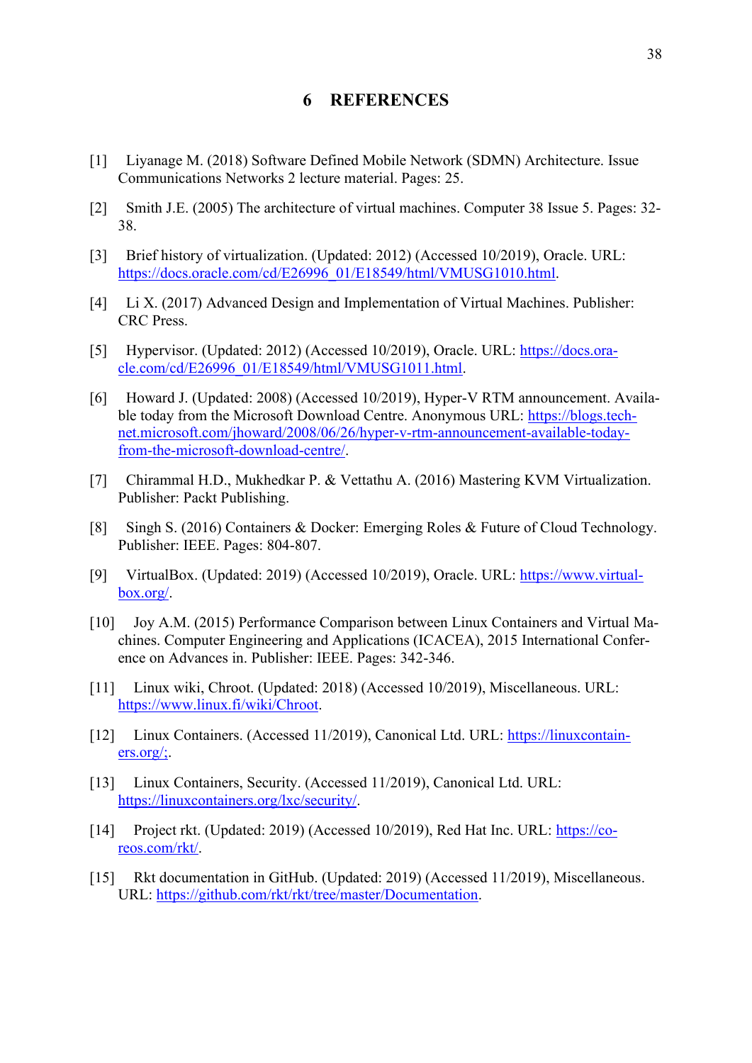# 6 REFERENCES

[1] Liyanage M. (2018) Software Defined Mobile Network (SDMN) Architecture. Issue Communications Networks 2 lecture material. Pages: 25.

[2] Smith J.E. (2005) The architecture of virtual machines. Computer 38 Issue 5. Pages: 32-38.

[3] Brief history of virtualization. (Updated: 2012) (Accessed 10/2019), Oracle. URL: https://docs.oracle.com/cd/E26996_01/E18549/html/VMUSG1010.html.

[4] Li X. (2017) Advanced Design and Implementation of Virtual Machines. Publisher: CRC Press.

[5] Hypervisor. (Updated: 2012) (Accessed 10/2019), Oracle. URL: https://docs.oracle.com/cd/E26996_01/E18549/html/VMUSG1011.html.

[6] Howard J. (Updated: 2008) (Accessed 10/2019), Hyper-V RTM announcement. Available today from the Microsoft Download Centre. Anonymous URL: https://blogs.technet.microsoft.com/jhoward/2008/06/26/hyper-v-rtm-announcement-available-today-from-the-microsoft-download-centre/.

[7] Chirammal H.D., Mukhedkar P. & Vettathu A. (2016) Mastering KVM Virtualization. Publisher: Packt Publishing.

[8] Singh S. (2016) Containers & Docker: Emerging Roles & Future of Cloud Technology. Publisher: IEEE. Pages: 804-807.

[9] VirtualBox. (Updated: 2019) (Accessed 10/2019), Oracle. URL: https://www.virtualbox.org/.

[10] Joy A.M. (2015) Performance Comparison between Linux Containers and Virtual Machines. Computer Engineering and Applications (ICACEA), 2015 International Conference on Advances in. Publisher: IEEE. Pages: 342-346.

[11] Linux wiki, Chroot. (Updated: 2018) (Accessed 10/2019), Miscellaneous. URL: https://www.linux.fi/wiki/Chroot.

[12] Linux Containers. (Accessed 11/2019), Canonical Ltd. URL: https://linuxcontainers.org/;.

[13] Linux Containers, Security. (Accessed 11/2019), Canonical Ltd. URL: https://linuxcontainers.org/lxc/security/.

[14] Project rkt. (Updated: 2019) (Accessed 10/2019), Red Hat Inc. URL: https://coreos.com/rkt/.

[15] Rkt documentation in GitHub. (Updated: 2019) (Accessed 11/2019), Miscellaneous. URL: https://github.com/rkt/rkt/tree/master/Documentation.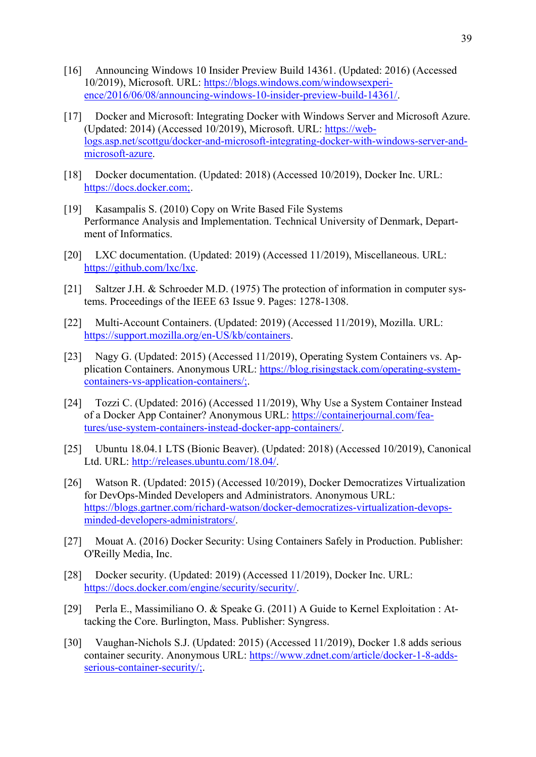[16] Announcing Windows 10 Insider Preview Build 14361. (Updated: 2016) (Accessed 10/2019), Microsoft. URL: https://blogs.windows.com/windowsexperience/2016/06/08/announcing-windows-10-insider-preview-build-14361/.

[17] Docker and Microsoft: Integrating Docker with Windows Server and Microsoft Azure. (Updated: 2014) (Accessed 10/2019), Microsoft. URL: https://weblogs.asp.net/scottgu/docker-and-microsoft-integrating-docker-with-windows-server-and-microsoft-azure.

[18] Docker documentation. (Updated: 2018) (Accessed 10/2019), Docker Inc. URL: https://docs.docker.com;.

[19] Kasampalis S. (2010) Copy on Write Based File Systems Performance Analysis and Implementation. Technical University of Denmark, Department of Informatics.

[20] LXC documentation. (Updated: 2019) (Accessed 11/2019), Miscellaneous. URL: https://github.com/lxc/lxc.

[21] Saltzer J.H. & Schroeder M.D. (1975) The protection of information in computer systems. Proceedings of the IEEE 63 Issue 9. Pages: 1278-1308.

[22] Multi-Account Containers. (Updated: 2019) (Accessed 11/2019), Mozilla. URL: https://support.mozilla.org/en-US/kb/containers.

[23] Nagy G. (Updated: 2015) (Accessed 11/2019), Operating System Containers vs. Application Containers. Anonymous URL: https://blog.risingstack.com/operating-system-containers-vs-application-containers/;.

[24] Tozzi C. (Updated: 2016) (Accessed 11/2019), Why Use a System Container Instead of a Docker App Container? Anonymous URL: https://containerjournal.com/features/use-system-containers-instead-docker-app-containers/.

[25] Ubuntu 18.04.1 LTS (Bionic Beaver). (Updated: 2018) (Accessed 10/2019), Canonical Ltd. URL: http://releases.ubuntu.com/18.04/.

[26] Watson R. (Updated: 2015) (Accessed 10/2019), Docker Democratizes Virtualization for DevOps-Minded Developers and Administrators. Anonymous URL: https://blogs.gartner.com/richard-watson/docker-democratizes-virtualization-devops-minded-developers-administrators/.

[27] Mouat A. (2016) Docker Security: Using Containers Safely in Production. Publisher: O'Reilly Media, Inc.

[28] Docker security. (Updated: 2019) (Accessed 11/2019), Docker Inc. URL: https://docs.docker.com/engine/security/security/.

[29] Perla E., Massimiliano O. & Speake G. (2011) A Guide to Kernel Exploitation : Attacking the Core. Burlington, Mass. Publisher: Syngress.

[30] Vaughan-Nichols S.J. (Updated: 2015) (Accessed 11/2019), Docker 1.8 adds serious container security. Anonymous URL: https://www.zdnet.com/article/docker-1-8-adds-serious-container-security/;.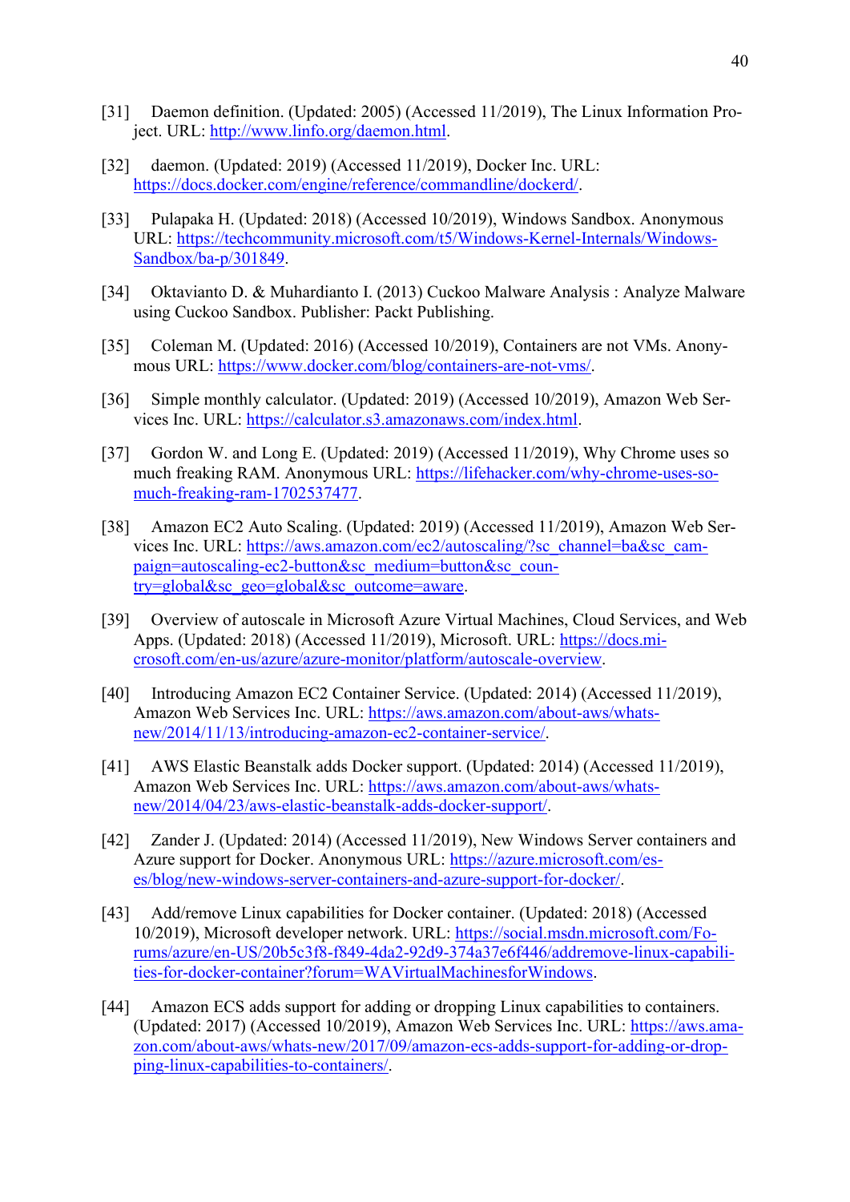[31] Daemon definition. (Updated: 2005) (Accessed 11/2019), The Linux Information Project. URL: http://www.linfo.org/daemon.html.

[32] daemon. (Updated: 2019) (Accessed 11/2019), Docker Inc. URL: https://docs.docker.com/engine/reference/commandline/dockerd/.

[33] Pulapaka H. (Updated: 2018) (Accessed 10/2019), Windows Sandbox. Anonymous URL: https://techcommunity.microsoft.com/t5/Windows-Kernel-Internals/Windows-Sandbox/ba-p/301849.

[34] Oktavianto D. & Muhardianto I. (2013) Cuckoo Malware Analysis : Analyze Malware using Cuckoo Sandbox. Publisher: Packt Publishing.

[35] Coleman M. (Updated: 2016) (Accessed 10/2019), Containers are not VMs. Anonymous URL: https://www.docker.com/blog/containers-are-not-vms/.

[36] Simple monthly calculator. (Updated: 2019) (Accessed 10/2019), Amazon Web Services Inc. URL: https://calculator.s3.amazonaws.com/index.html.

[37] Gordon W. and Long E. (Updated: 2019) (Accessed 11/2019), Why Chrome uses so much freaking RAM. Anonymous URL: https://lifehacker.com/why-chrome-uses-so-much-freaking-ram-1702537477.

[38] Amazon EC2 Auto Scaling. (Updated: 2019) (Accessed 11/2019), Amazon Web Services Inc. URL: https://aws.amazon.com/ec2/autoscaling/?sc_channel=ba&sc_campaign=autoscaling-ec2-button&sc_medium=button&sc_country=global&sc_geo=global&sc_outcome=aware.

[39] Overview of autoscale in Microsoft Azure Virtual Machines, Cloud Services, and Web Apps. (Updated: 2018) (Accessed 11/2019), Microsoft. URL: https://docs.microsoft.com/en-us/azure/azure-monitor/platform/autoscale-overview.

[40] Introducing Amazon EC2 Container Service. (Updated: 2014) (Accessed 11/2019), Amazon Web Services Inc. URL: https://aws.amazon.com/about-aws/whats-new/2014/11/13/introducing-amazon-ec2-container-service/.

[41] AWS Elastic Beanstalk adds Docker support. (Updated: 2014) (Accessed 11/2019), Amazon Web Services Inc. URL: https://aws.amazon.com/about-aws/whats-new/2014/04/23/aws-elastic-beanstalk-adds-docker-support/.

[42] Zander J. (Updated: 2014) (Accessed 11/2019), New Windows Server containers and Azure support for Docker. Anonymous URL: https://azure.microsoft.com/es-es/blog/new-windows-server-containers-and-azure-support-for-docker/.

[43] Add/remove Linux capabilities for Docker container. (Updated: 2018) (Accessed 10/2019), Microsoft developer network. URL: https://social.msdn.microsoft.com/Forums/azure/en-US/20b5c3f8-f849-4da2-92d9-374a37e6f446/addremove-linux-capabilities-for-docker-container?forum=WAVirtualMachinesforWindows.

[44] Amazon ECS adds support for adding or dropping Linux capabilities to containers. (Updated: 2017) (Accessed 10/2019), Amazon Web Services Inc. URL: https://aws.amazon.com/about-aws/whats-new/2017/09/amazon-ecs-adds-support-for-adding-or-dropping-linux-capabilities-to-containers/.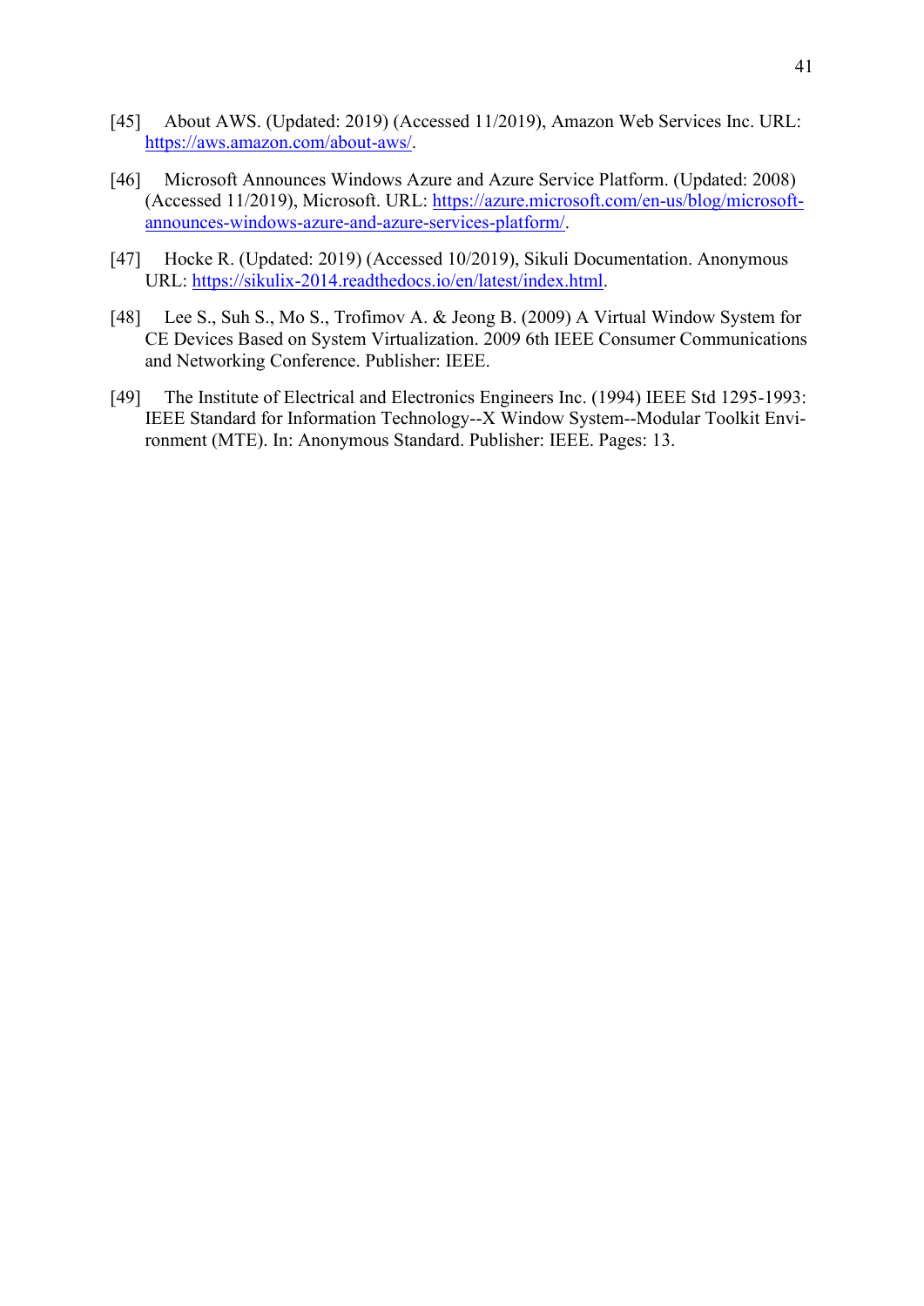[45] About AWS. (Updated: 2019) (Accessed 11/2019), Amazon Web Services Inc. URL: https://aws.amazon.com/about-aws/.

[46] Microsoft Announces Windows Azure and Azure Service Platform. (Updated: 2008) (Accessed 11/2019), Microsoft. URL: https://azure.microsoft.com/en-us/blog/microsoft-announces-windows-azure-and-azure-services-platform/.

[47] Hocke R. (Updated: 2019) (Accessed 10/2019), Sikuli Documentation. Anonymous URL: https://sikulix-2014.readthedocs.io/en/latest/index.html.

[48] Lee S., Suh S., Mo S., Trofimov A. & Jeong B. (2009) A Virtual Window System for CE Devices Based on System Virtualization. 2009 6th IEEE Consumer Communications and Networking Conference. Publisher: IEEE.

[49] The Institute of Electrical and Electronics Engineers Inc. (1994) IEEE Std 1295-1993: IEEE Standard for Information Technology--X Window System--Modular Toolkit Environment (MTE). In: Anonymous Standard. Publisher: IEEE. Pages: 13.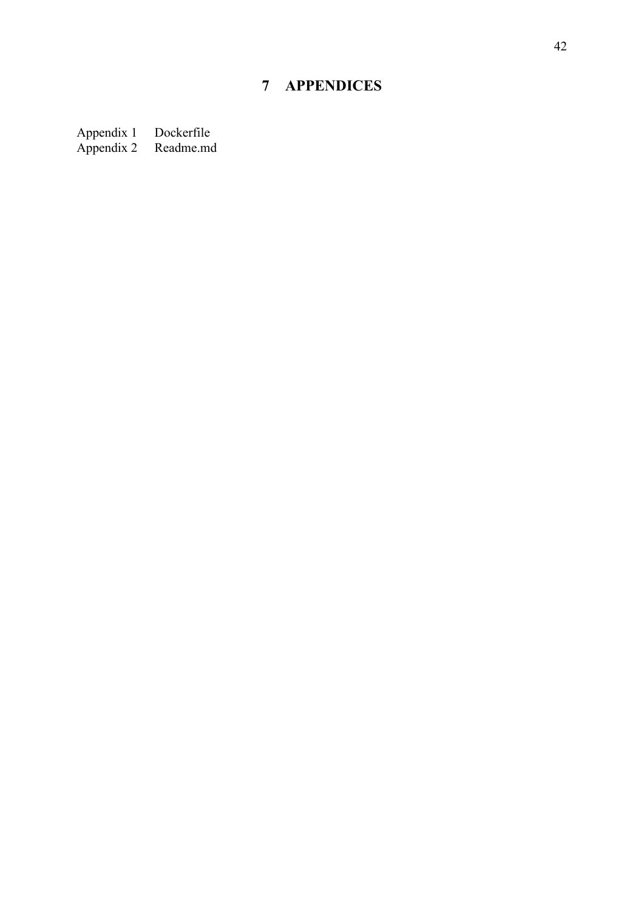# 7 APPENDICES

Appendix 1 Dockerfile
Appendix 2 Readme.md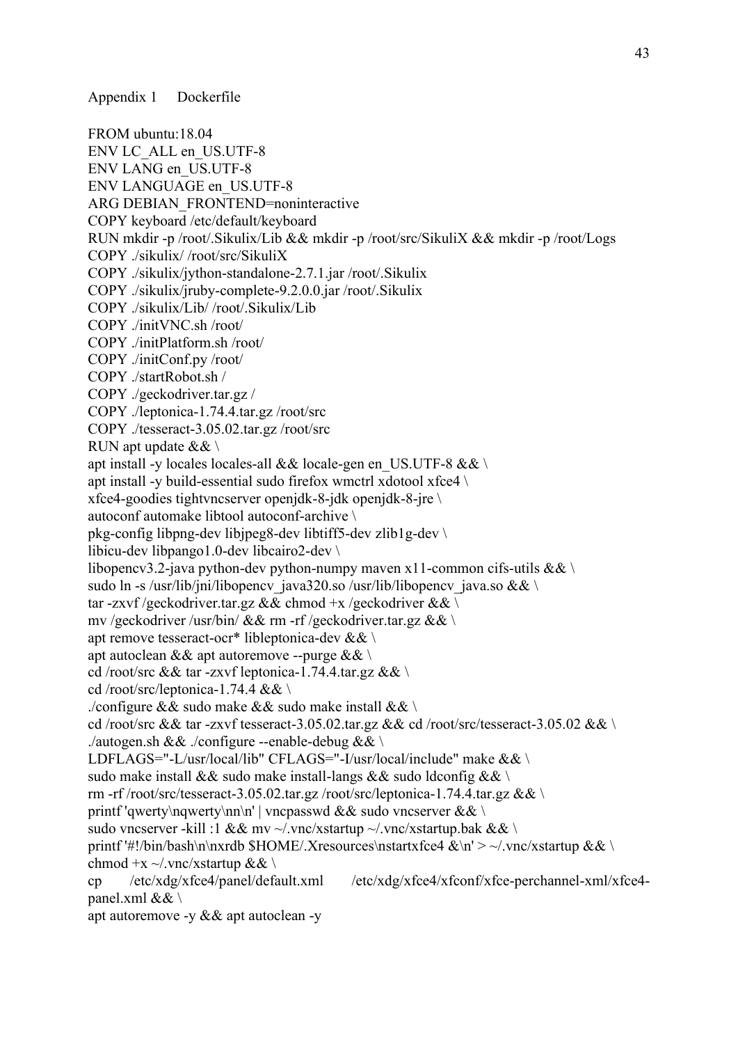Appendix 1 Dockerfile

```
FROM ubuntu:18.04
ENV LC_ALL en_US.UTF-8
ENV LANG en_US.UTF-8
ENV LANGUAGE en_US.UTF-8
ARG DEBIAN_FRONTEND=noninteractive
COPY keyboard /etc/default/keyboard
RUN mkdir -p /root/.Sikulix/Lib && mkdir -p /root/src/SikuliX && mkdir -p /root/Logs
COPY ./sikulix/ /root/src/SikuliX
COPY ./sikulix/jython-standalone-2.7.1.jar /root/.Sikulix
COPY ./sikulix/jruby-complete-9.2.0.0.jar /root/.Sikulix
COPY ./sikulix/Lib/ /root/.Sikulix/Lib
COPY ./initVNC.sh /root/
COPY ./initPlatform.sh /root/
COPY ./initConf.py /root/
COPY ./startRobot.sh /
COPY ./geckodriver.tar.gz /
COPY ./leptonica-1.74.4.tar.gz /root/src
COPY ./tesseract-3.05.02.tar.gz /root/src
RUN apt update && \
apt install -y locales locales-all && locale-gen en_US.UTF-8 && \
apt install -y build-essential sudo firefox wmctrl xdotool xfce4 \
xfce4-goodies tightvncserver openjdk-8-jdk openjdk-8-jre \
autoconf automake libtool autoconf-archive \
pkg-config libpng-dev libjpeg8-dev libtiff5-dev zlib1g-dev \
libicu-dev libpango1.0-dev libcairo2-dev \
libopencv3.2-java python-dev python-numpy maven x11-common cifs-utils && \
sudo ln -s /usr/lib/jni/libopencv_java320.so /usr/lib/libopencv_java.so && \
tar -zxvf /geckodriver.tar.gz && chmod +x /geckodriver && \
mv /geckodriver /usr/bin/ && rm -rf /geckodriver.tar.gz && \
apt remove tesseract-ocr* libleptonica-dev && \
apt autoclean && apt autoremove --purge && \
cd /root/src && tar -zxvf leptonica-1.74.4.tar.gz && \
cd /root/src/leptonica-1.74.4 && \
./configure && sudo make && sudo make install && \
cd /root/src && tar -zxvf tesseract-3.05.02.tar.gz && cd /root/src/tesseract-3.05.02 && \
./autogen.sh && ./configure --enable-debug && \
LDFLAGS="-L/usr/local/lib" CFLAGS="-I/usr/local/include" make && \
sudo make install && sudo make install-langs && sudo ldconfig && \
rm -rf /root/src/tesseract-3.05.02.tar.gz /root/src/leptonica-1.74.4.tar.gz && \
printf 'qwerty\nqwerty\nn\n' | vncpasswd && sudo vncserver && \
sudo vncserver -kill :1 && mv ~/.vnc/xstartup ~/.vnc/xstartup.bak && \
printf '#!/bin/bash\n\nxrdb $HOME/.Xresources\nstartxfce4 &\n' > ~/.vnc/xstartup && \
chmod +x ~/.vnc/xstartup && \
cp /etc/xdg/xfce4/panel/default.xml /etc/xdg/xfce4/xfconf/xfce-perchannel-xml/xfce4-panel.xml && \
apt autoremove -y && apt autoclean -y
```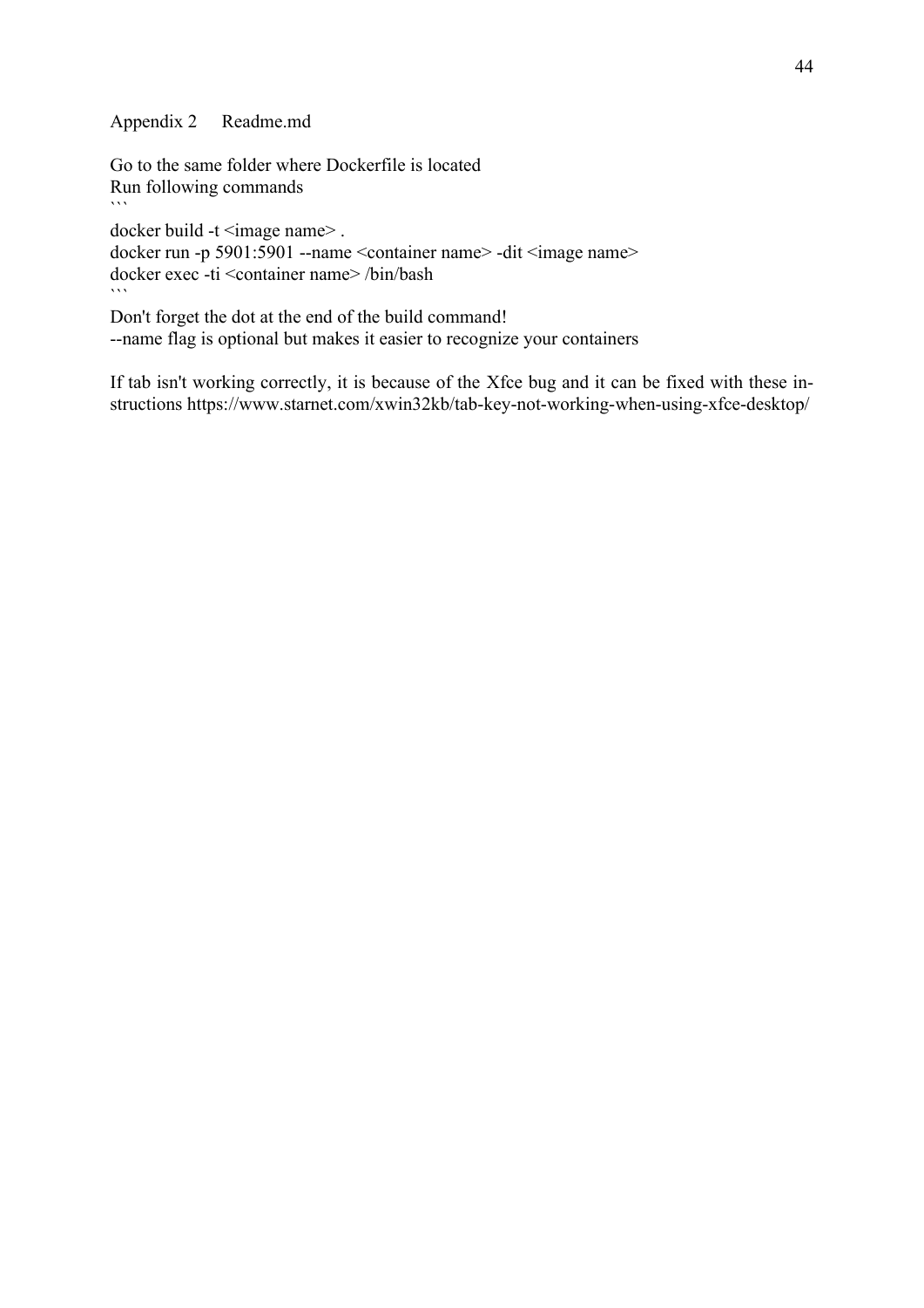Appendix 2 Readme.md

Go to the same folder where Dockerfile is located
Run following commands

```
docker build -t <image name> .
docker run -p 5901:5901 --name <container name> -dit <image name>
docker exec -ti <container name> /bin/bash
```

Don't forget the dot at the end of the build command!
--name flag is optional but makes it easier to recognize your containers

If tab isn't working correctly, it is because of the Xfce bug and it can be fixed with these instructions https://www.starnet.com/xwin32kb/tab-key-not-working-when-using-xfce-desktop/